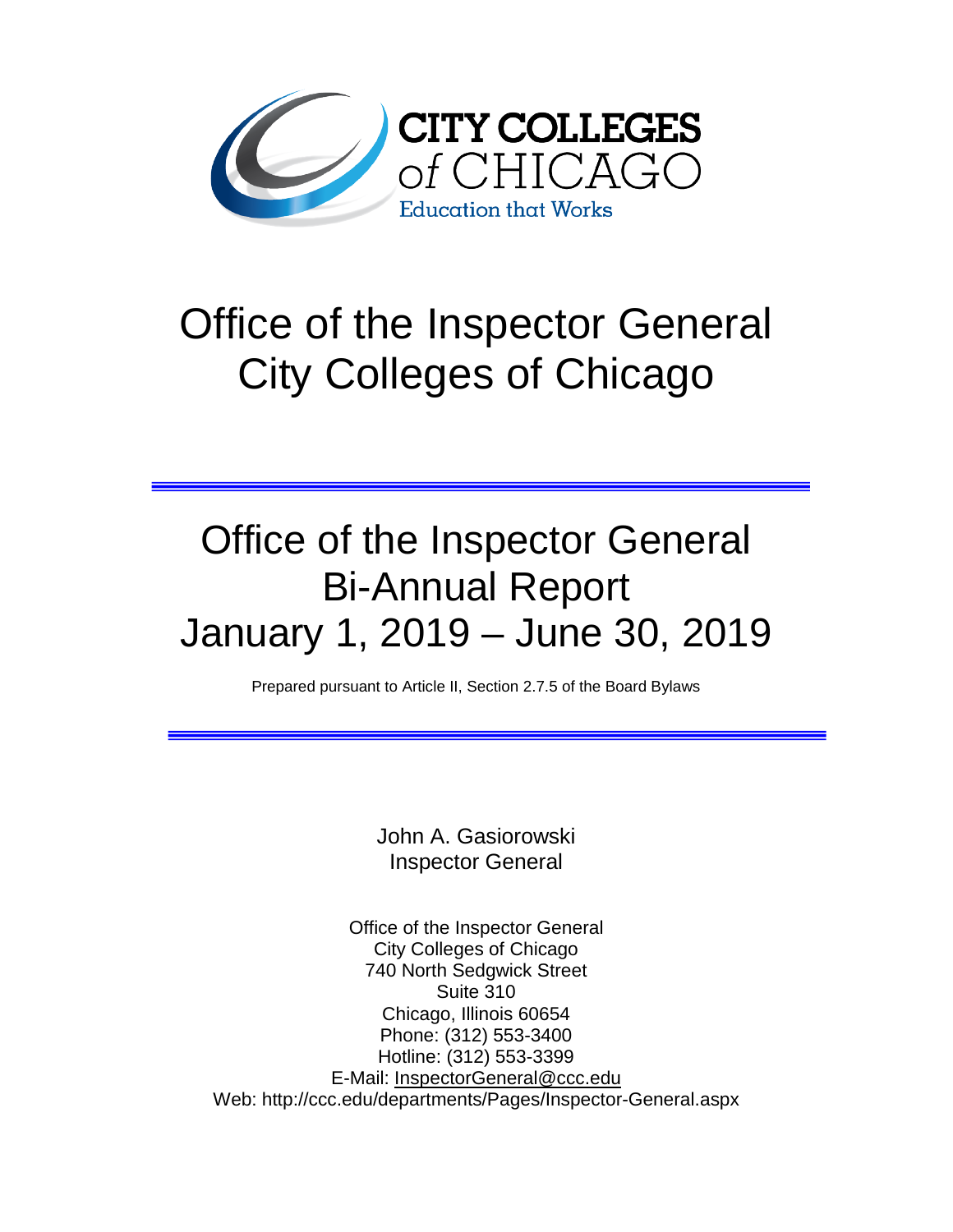CITY COLLEGES of CHICAGO

Education that Works

# Office of the Inspector General City Colleges of Chicago

---

# Office of the Inspector General Bi-Annual Report January 1, 2019 – June 30, 2019

Prepared pursuant to Article II, Section 2.7.5 of the Board Bylaws

---

John A. Gasiorowski
Inspector General

Office of the Inspector General
City Colleges of Chicago
740 North Sedgwick Street
Suite 310
Chicago, Illinois 60654
Phone: (312) 553-3400
Hotline: (312) 553-3399
E-Mail: InspectorGeneral@ccc.edu
Web: http://ccc.edu/departments/Pages/Inspector-General.aspx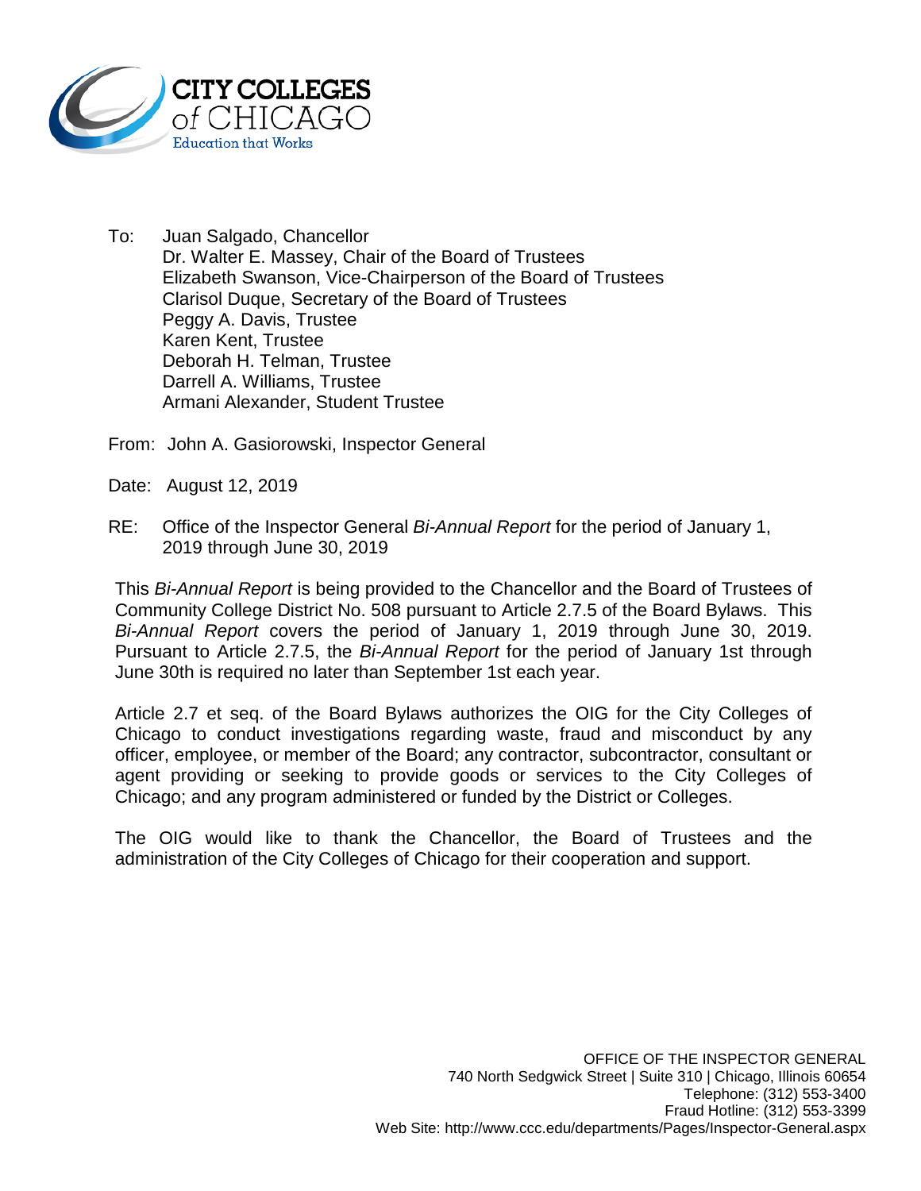CITY COLLEGES of CHICAGO
Education that Works

To: Juan Salgado, Chancellor
Dr. Walter E. Massey, Chair of the Board of Trustees
Elizabeth Swanson, Vice-Chairperson of the Board of Trustees
Clarisol Duque, Secretary of the Board of Trustees
Peggy A. Davis, Trustee
Karen Kent, Trustee
Deborah H. Telman, Trustee
Darrell A. Williams, Trustee
Armani Alexander, Student Trustee

From: John A. Gasiorowski, Inspector General

Date: August 12, 2019

RE: Office of the Inspector General *Bi-Annual Report* for the period of January 1, 2019 through June 30, 2019

This *Bi-Annual Report* is being provided to the Chancellor and the Board of Trustees of Community College District No. 508 pursuant to Article 2.7.5 of the Board Bylaws. This *Bi-Annual Report* covers the period of January 1, 2019 through June 30, 2019. Pursuant to Article 2.7.5, the *Bi-Annual Report* for the period of January 1st through June 30th is required no later than September 1st each year.

Article 2.7 et seq. of the Board Bylaws authorizes the OIG for the City Colleges of Chicago to conduct investigations regarding waste, fraud and misconduct by any officer, employee, or member of the Board; any contractor, subcontractor, consultant or agent providing or seeking to provide goods or services to the City Colleges of Chicago; and any program administered or funded by the District or Colleges.

The OIG would like to thank the Chancellor, the Board of Trustees and the administration of the City Colleges of Chicago for their cooperation and support.

OFFICE OF THE INSPECTOR GENERAL
740 North Sedgwick Street | Suite 310 | Chicago, Illinois 60654
Telephone: (312) 553-3400
Fraud Hotline: (312) 553-3399
Web Site: http://www.ccc.edu/departments/Pages/Inspector-General.aspx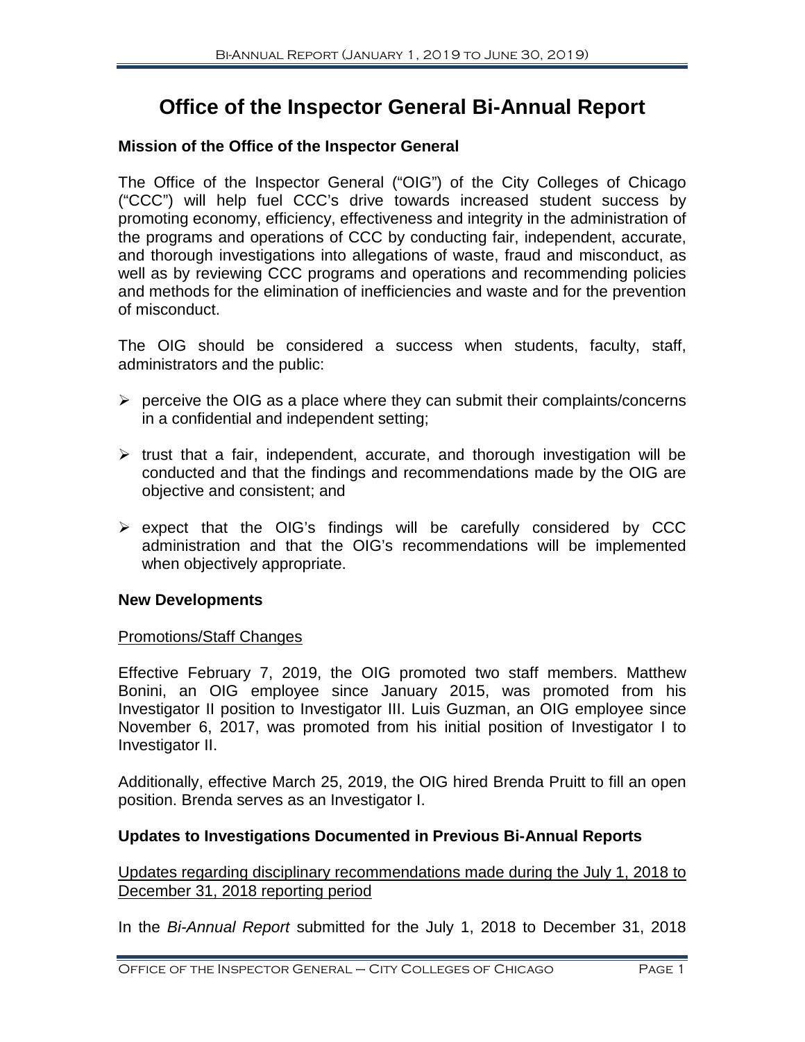# Office of the Inspector General Bi-Annual Report

### Mission of the Office of the Inspector General

The Office of the Inspector General ("OIG") of the City Colleges of Chicago ("CCC") will help fuel CCC's drive towards increased student success by promoting economy, efficiency, effectiveness and integrity in the administration of the programs and operations of CCC by conducting fair, independent, accurate, and thorough investigations into allegations of waste, fraud and misconduct, as well as by reviewing CCC programs and operations and recommending policies and methods for the elimination of inefficiencies and waste and for the prevention of misconduct.

The OIG should be considered a success when students, faculty, staff, administrators and the public:

- perceive the OIG as a place where they can submit their complaints/concerns in a confidential and independent setting;
- trust that a fair, independent, accurate, and thorough investigation will be conducted and that the findings and recommendations made by the OIG are objective and consistent; and
- expect that the OIG's findings will be carefully considered by CCC administration and that the OIG's recommendations will be implemented when objectively appropriate.

### New Developments

<u>Promotions/Staff Changes</u>

Effective February 7, 2019, the OIG promoted two staff members. Matthew Bonini, an OIG employee since January 2015, was promoted from his Investigator II position to Investigator III. Luis Guzman, an OIG employee since November 6, 2017, was promoted from his initial position of Investigator I to Investigator II.

Additionally, effective March 25, 2019, the OIG hired Brenda Pruitt to fill an open position. Brenda serves as an Investigator I.

### Updates to Investigations Documented in Previous Bi-Annual Reports

<u>Updates regarding disciplinary recommendations made during the July 1, 2018 to December 31, 2018 reporting period</u>

In the *Bi-Annual Report* submitted for the July 1, 2018 to December 31, 2018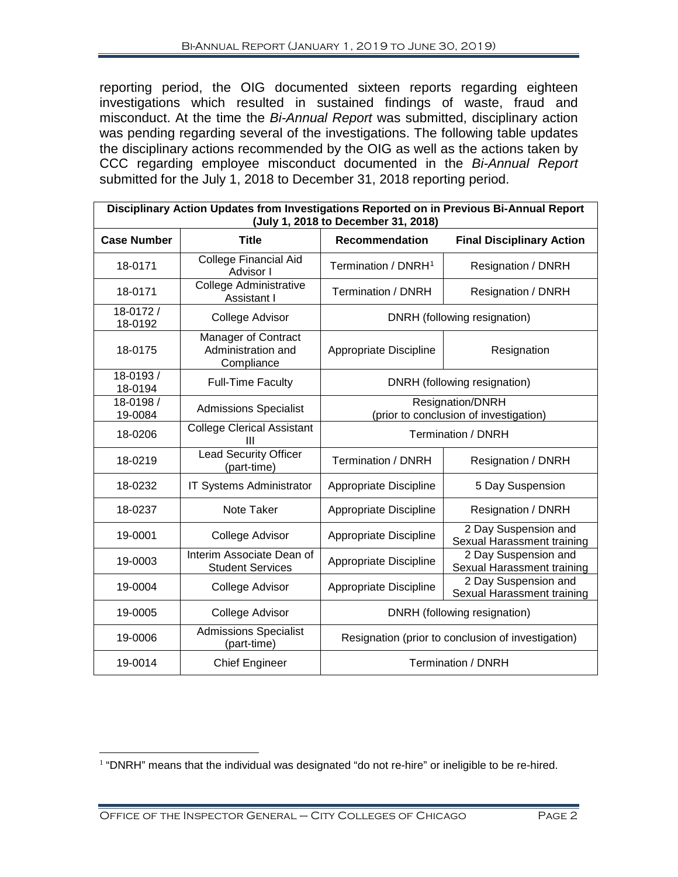reporting period, the OIG documented sixteen reports regarding eighteen investigations which resulted in sustained findings of waste, fraud and misconduct. At the time the *Bi-Annual Report* was submitted, disciplinary action was pending regarding several of the investigations. The following table updates the disciplinary actions recommended by the OIG as well as the actions taken by CCC regarding employee misconduct documented in the *Bi-Annual Report* submitted for the July 1, 2018 to December 31, 2018 reporting period.

| **Disciplinary Action Updates from Investigations Reported on in Previous Bi-Annual Report (July 1, 2018 to December 31, 2018)** | | | |
|---|---|---|---|
| **Case Number** | **Title** | **Recommendation** | **Final Disciplinary Action** |
| 18-0171 | College Financial Aid Advisor I | Termination / DNRH[1] | Resignation / DNRH |
| 18-0171 | College Administrative Assistant I | Termination / DNRH | Resignation / DNRH |
| 18-0172 / 18-0192 | College Advisor | DNRH (following resignation) | |
| 18-0175 | Manager of Contract Administration and Compliance | Appropriate Discipline | Resignation |
| 18-0193 / 18-0194 | Full-Time Faculty | DNRH (following resignation) | |
| 18-0198 / 19-0084 | Admissions Specialist | Resignation/DNRH (prior to conclusion of investigation) | |
| 18-0206 | College Clerical Assistant III | Termination / DNRH | |
| 18-0219 | Lead Security Officer (part-time) | Termination / DNRH | Resignation / DNRH |
| 18-0232 | IT Systems Administrator | Appropriate Discipline | 5 Day Suspension |
| 18-0237 | Note Taker | Appropriate Discipline | Resignation / DNRH |
| 19-0001 | College Advisor | Appropriate Discipline | 2 Day Suspension and Sexual Harassment training |
| 19-0003 | Interim Associate Dean of Student Services | Appropriate Discipline | 2 Day Suspension and Sexual Harassment training |
| 19-0004 | College Advisor | Appropriate Discipline | 2 Day Suspension and Sexual Harassment training |
| 19-0005 | College Advisor | DNRH (following resignation) | |
| 19-0006 | Admissions Specialist (part-time) | Resignation (prior to conclusion of investigation) | |
| 19-0014 | Chief Engineer | Termination / DNRH | |

[1] "DNRH" means that the individual was designated "do not re-hire" or ineligible to be re-hired.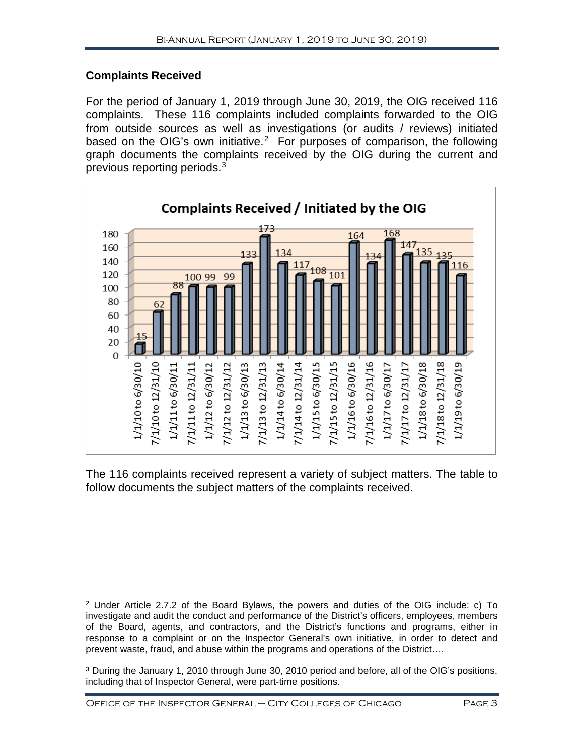## Complaints Received

For the period of January 1, 2019 through June 30, 2019, the OIG received 116 complaints. These 116 complaints included complaints forwarded to the OIG from outside sources as well as investigations (or audits / reviews) initiated based on the OIG's own initiative.[2] For purposes of comparison, the following graph documents the complaints received by the OIG during the current and previous reporting periods.[3]

**Complaints Received / Initiated by the OIG**

| Period | Complaints |
|---|---|
| 1/1/10 to 6/30/10 | 15 |
| 7/1/10 to 12/31/10 | 62 |
| 1/1/11 to 6/30/11 | 88 |
| 7/1/11 to 12/31/11 | 100 |
| 1/1/12 to 6/30/12 | 99 |
| 7/1/12 to 12/31/12 | 99 |
| 1/1/13 to 6/30/13 | 133 |
| 7/1/13 to 12/31/13 | 173 |
| 1/1/14 to 6/30/14 | 134 |
| 7/1/14 to 12/31/14 | 117 |
| 1/1/15 to 6/30/15 | 108 |
| 7/1/15 to 12/31/15 | 101 |
| 1/1/16 to 6/30/16 | 164 |
| 7/1/16 to 12/31/16 | 134 |
| 1/1/17 to 6/30/17 | 168 |
| 7/1/17 to 12/31/17 | 147 |
| 1/1/18 to 6/30/18 | 135 |
| 7/1/18 to 12/31/18 | 135 |
| 1/1/19 to 6/30/19 | 116 |

The 116 complaints received represent a variety of subject matters. The table to follow documents the subject matters of the complaints received.

[2] Under Article 2.7.2 of the Board Bylaws, the powers and duties of the OIG include: c) To investigate and audit the conduct and performance of the District's officers, employees, members of the Board, agents, and contractors, and the District's functions and programs, either in response to a complaint or on the Inspector General's own initiative, in order to detect and prevent waste, fraud, and abuse within the programs and operations of the District….

[3] During the January 1, 2010 through June 30, 2010 period and before, all of the OIG's positions, including that of Inspector General, were part-time positions.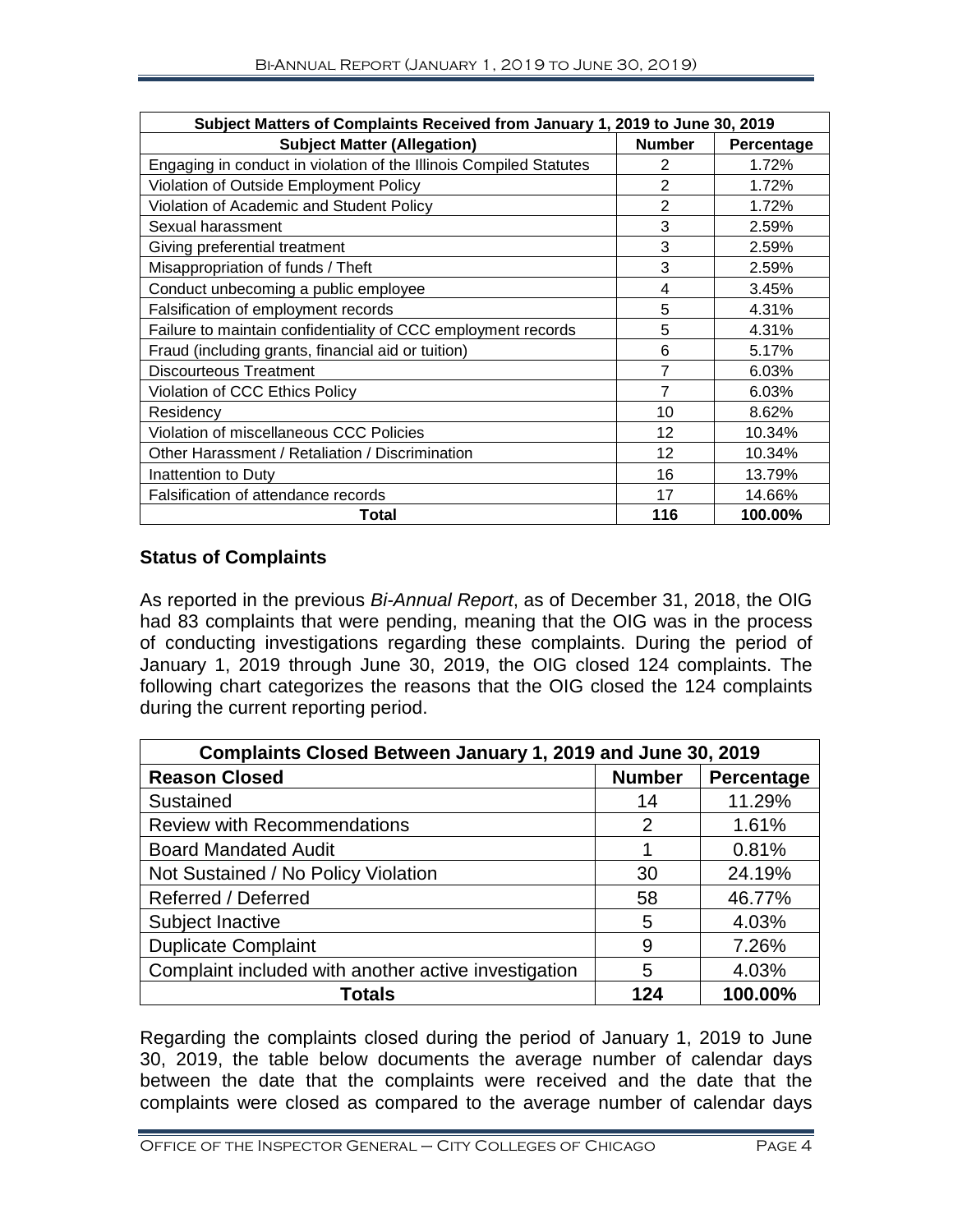| Subject Matters of Complaints Received from January 1, 2019 to June 30, 2019 | | |
|---|---|---|
| **Subject Matter (Allegation)** | **Number** | **Percentage** |
| Engaging in conduct in violation of the Illinois Compiled Statutes | 2 | 1.72% |
| Violation of Outside Employment Policy | 2 | 1.72% |
| Violation of Academic and Student Policy | 2 | 1.72% |
| Sexual harassment | 3 | 2.59% |
| Giving preferential treatment | 3 | 2.59% |
| Misappropriation of funds / Theft | 3 | 2.59% |
| Conduct unbecoming a public employee | 4 | 3.45% |
| Falsification of employment records | 5 | 4.31% |
| Failure to maintain confidentiality of CCC employment records | 5 | 4.31% |
| Fraud (including grants, financial aid or tuition) | 6 | 5.17% |
| Discourteous Treatment | 7 | 6.03% |
| Violation of CCC Ethics Policy | 7 | 6.03% |
| Residency | 10 | 8.62% |
| Violation of miscellaneous CCC Policies | 12 | 10.34% |
| Other Harassment / Retaliation / Discrimination | 12 | 10.34% |
| Inattention to Duty | 16 | 13.79% |
| Falsification of attendance records | 17 | 14.66% |
| **Total** | **116** | **100.00%** |

## Status of Complaints

As reported in the previous *Bi-Annual Report*, as of December 31, 2018, the OIG had 83 complaints that were pending, meaning that the OIG was in the process of conducting investigations regarding these complaints. During the period of January 1, 2019 through June 30, 2019, the OIG closed 124 complaints. The following chart categorizes the reasons that the OIG closed the 124 complaints during the current reporting period.

| Complaints Closed Between January 1, 2019 and June 30, 2019 | | |
|---|---|---|
| **Reason Closed** | **Number** | **Percentage** |
| Sustained | 14 | 11.29% |
| Review with Recommendations | 2 | 1.61% |
| Board Mandated Audit | 1 | 0.81% |
| Not Sustained / No Policy Violation | 30 | 24.19% |
| Referred / Deferred | 58 | 46.77% |
| Subject Inactive | 5 | 4.03% |
| Duplicate Complaint | 9 | 7.26% |
| Complaint included with another active investigation | 5 | 4.03% |
| **Totals** | **124** | **100.00%** |

Regarding the complaints closed during the period of January 1, 2019 to June 30, 2019, the table below documents the average number of calendar days between the date that the complaints were received and the date that the complaints were closed as compared to the average number of calendar days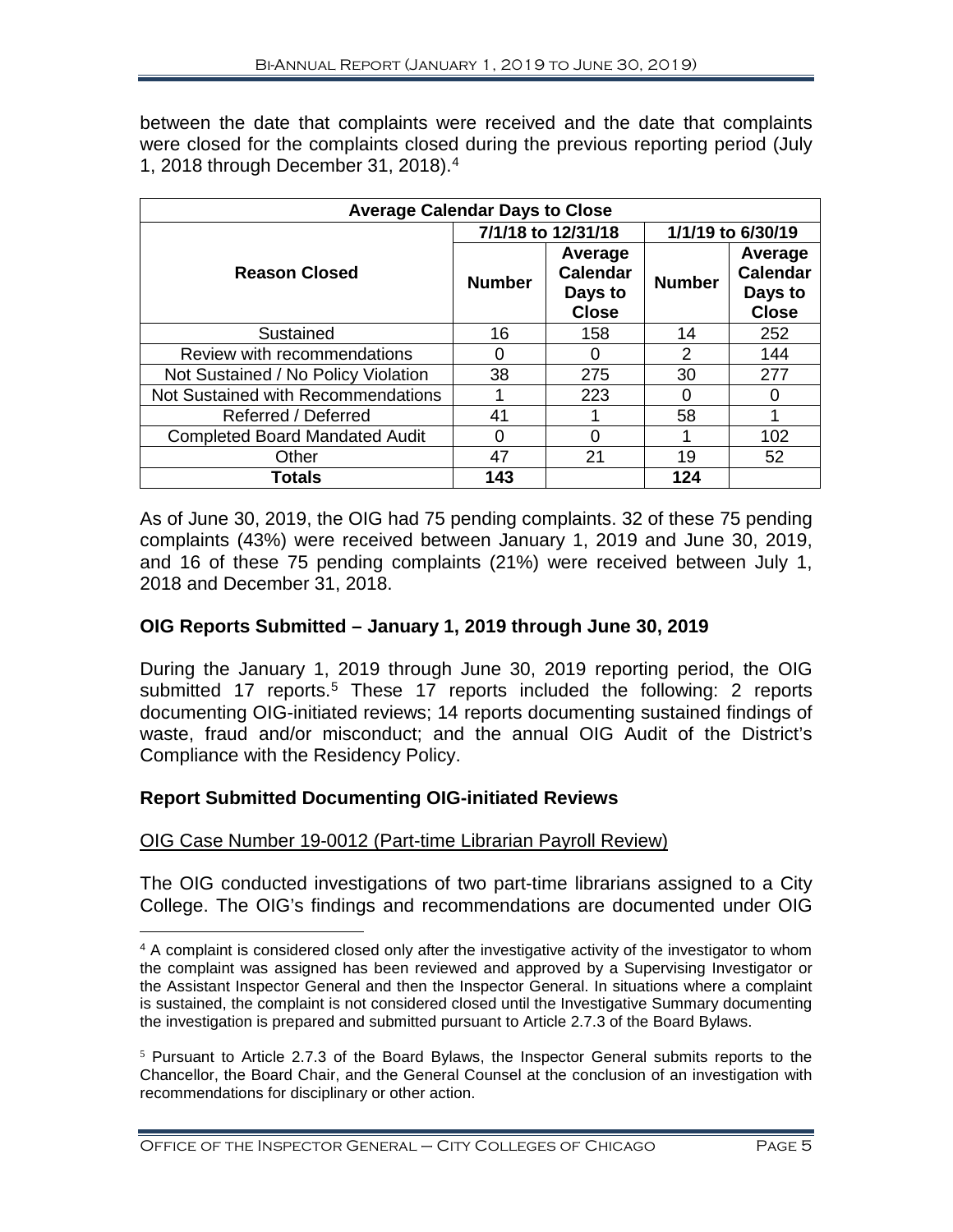between the date that complaints were received and the date that complaints were closed for the complaints closed during the previous reporting period (July 1, 2018 through December 31, 2018).[4]

| Average Calendar Days to Close | | | | |
|---|---|---|---|---|
| | 7/1/18 to 12/31/18 | | 1/1/19 to 6/30/19 | |
| **Reason Closed** | **Number** | **Average Calendar Days to Close** | **Number** | **Average Calendar Days to Close** |
| Sustained | 16 | 158 | 14 | 252 |
| Review with recommendations | 0 | 0 | 2 | 144 |
| Not Sustained / No Policy Violation | 38 | 275 | 30 | 277 |
| Not Sustained with Recommendations | 1 | 223 | 0 | 0 |
| Referred / Deferred | 41 | 1 | 58 | 1 |
| Completed Board Mandated Audit | 0 | 0 | 1 | 102 |
| Other | 47 | 21 | 19 | 52 |
| **Totals** | **143** | | **124** | |

As of June 30, 2019, the OIG had 75 pending complaints. 32 of these 75 pending complaints (43%) were received between January 1, 2019 and June 30, 2019, and 16 of these 75 pending complaints (21%) were received between July 1, 2018 and December 31, 2018.

## OIG Reports Submitted – January 1, 2019 through June 30, 2019

During the January 1, 2019 through June 30, 2019 reporting period, the OIG submitted 17 reports.[5] These 17 reports included the following: 2 reports documenting OIG-initiated reviews; 14 reports documenting sustained findings of waste, fraud and/or misconduct; and the annual OIG Audit of the District's Compliance with the Residency Policy.

## Report Submitted Documenting OIG-initiated Reviews

OIG Case Number 19-0012 (Part-time Librarian Payroll Review)

The OIG conducted investigations of two part-time librarians assigned to a City College. The OIG's findings and recommendations are documented under OIG

[4] A complaint is considered closed only after the investigative activity of the investigator to whom the complaint was assigned has been reviewed and approved by a Supervising Investigator or the Assistant Inspector General and then the Inspector General. In situations where a complaint is sustained, the complaint is not considered closed until the Investigative Summary documenting the investigation is prepared and submitted pursuant to Article 2.7.3 of the Board Bylaws.

[5] Pursuant to Article 2.7.3 of the Board Bylaws, the Inspector General submits reports to the Chancellor, the Board Chair, and the General Counsel at the conclusion of an investigation with recommendations for disciplinary or other action.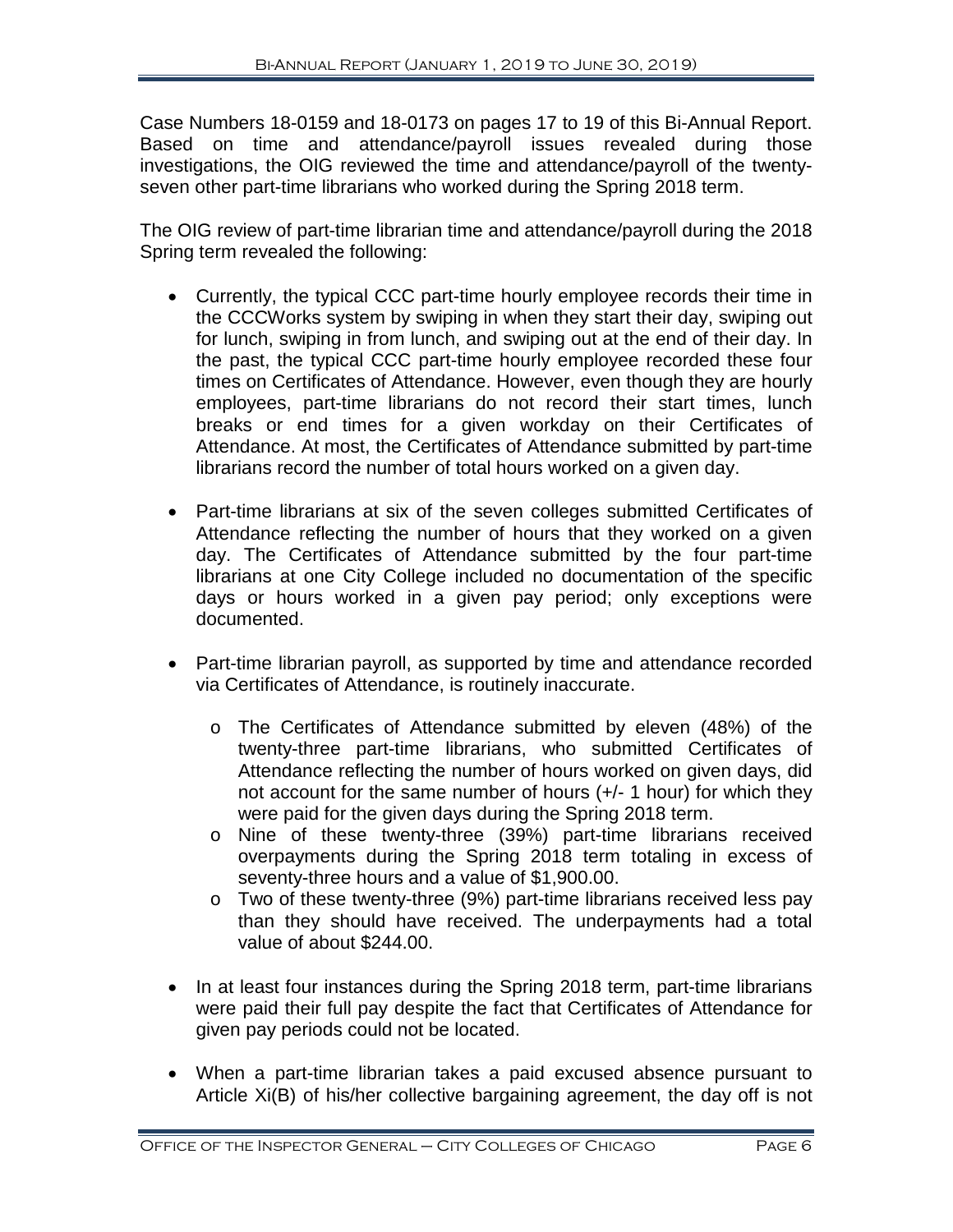Case Numbers 18-0159 and 18-0173 on pages 17 to 19 of this Bi-Annual Report. Based on time and attendance/payroll issues revealed during those investigations, the OIG reviewed the time and attendance/payroll of the twenty-seven other part-time librarians who worked during the Spring 2018 term.

The OIG review of part-time librarian time and attendance/payroll during the 2018 Spring term revealed the following:

- Currently, the typical CCC part-time hourly employee records their time in the CCCWorks system by swiping in when they start their day, swiping out for lunch, swiping in from lunch, and swiping out at the end of their day. In the past, the typical CCC part-time hourly employee recorded these four times on Certificates of Attendance. However, even though they are hourly employees, part-time librarians do not record their start times, lunch breaks or end times for a given workday on their Certificates of Attendance. At most, the Certificates of Attendance submitted by part-time librarians record the number of total hours worked on a given day.

- Part-time librarians at six of the seven colleges submitted Certificates of Attendance reflecting the number of hours that they worked on a given day. The Certificates of Attendance submitted by the four part-time librarians at one City College included no documentation of the specific days or hours worked in a given pay period; only exceptions were documented.

- Part-time librarian payroll, as supported by time and attendance recorded via Certificates of Attendance, is routinely inaccurate.
  - The Certificates of Attendance submitted by eleven (48%) of the twenty-three part-time librarians, who submitted Certificates of Attendance reflecting the number of hours worked on given days, did not account for the same number of hours (+/- 1 hour) for which they were paid for the given days during the Spring 2018 term.
  - Nine of these twenty-three (39%) part-time librarians received overpayments during the Spring 2018 term totaling in excess of seventy-three hours and a value of $1,900.00.
  - Two of these twenty-three (9%) part-time librarians received less pay than they should have received. The underpayments had a total value of about $244.00.

- In at least four instances during the Spring 2018 term, part-time librarians were paid their full pay despite the fact that Certificates of Attendance for given pay periods could not be located.

- When a part-time librarian takes a paid excused absence pursuant to Article Xi(B) of his/her collective bargaining agreement, the day off is not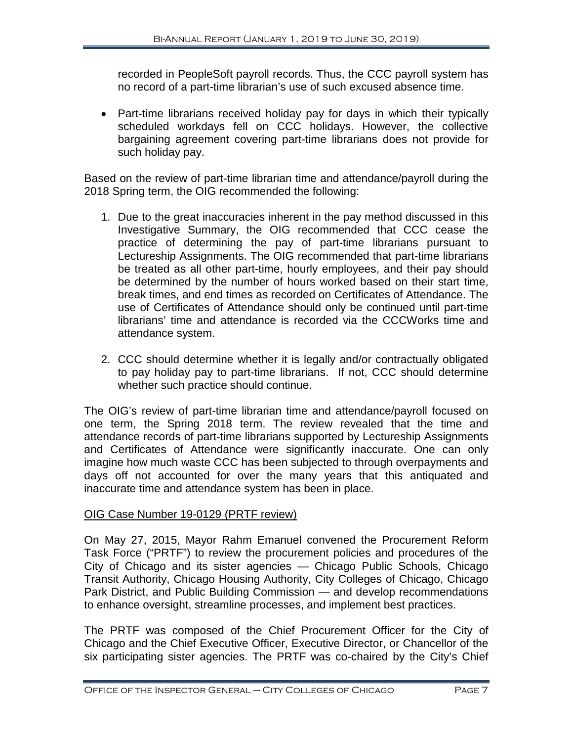recorded in PeopleSoft payroll records. Thus, the CCC payroll system has no record of a part-time librarian's use of such excused absence time.

- Part-time librarians received holiday pay for days in which their typically scheduled workdays fell on CCC holidays. However, the collective bargaining agreement covering part-time librarians does not provide for such holiday pay.

Based on the review of part-time librarian time and attendance/payroll during the 2018 Spring term, the OIG recommended the following:

1. Due to the great inaccuracies inherent in the pay method discussed in this Investigative Summary, the OIG recommended that CCC cease the practice of determining the pay of part-time librarians pursuant to Lectureship Assignments. The OIG recommended that part-time librarians be treated as all other part-time, hourly employees, and their pay should be determined by the number of hours worked based on their start time, break times, and end times as recorded on Certificates of Attendance. The use of Certificates of Attendance should only be continued until part-time librarians' time and attendance is recorded via the CCCWorks time and attendance system.

2. CCC should determine whether it is legally and/or contractually obligated to pay holiday pay to part-time librarians. If not, CCC should determine whether such practice should continue.

The OIG's review of part-time librarian time and attendance/payroll focused on one term, the Spring 2018 term. The review revealed that the time and attendance records of part-time librarians supported by Lectureship Assignments and Certificates of Attendance were significantly inaccurate. One can only imagine how much waste CCC has been subjected to through overpayments and days off not accounted for over the many years that this antiquated and inaccurate time and attendance system has been in place.

<u>OIG Case Number 19-0129 (PRTF review)</u>

On May 27, 2015, Mayor Rahm Emanuel convened the Procurement Reform Task Force ("PRTF") to review the procurement policies and procedures of the City of Chicago and its sister agencies — Chicago Public Schools, Chicago Transit Authority, Chicago Housing Authority, City Colleges of Chicago, Chicago Park District, and Public Building Commission — and develop recommendations to enhance oversight, streamline processes, and implement best practices.

The PRTF was composed of the Chief Procurement Officer for the City of Chicago and the Chief Executive Officer, Executive Director, or Chancellor of the six participating sister agencies. The PRTF was co-chaired by the City's Chief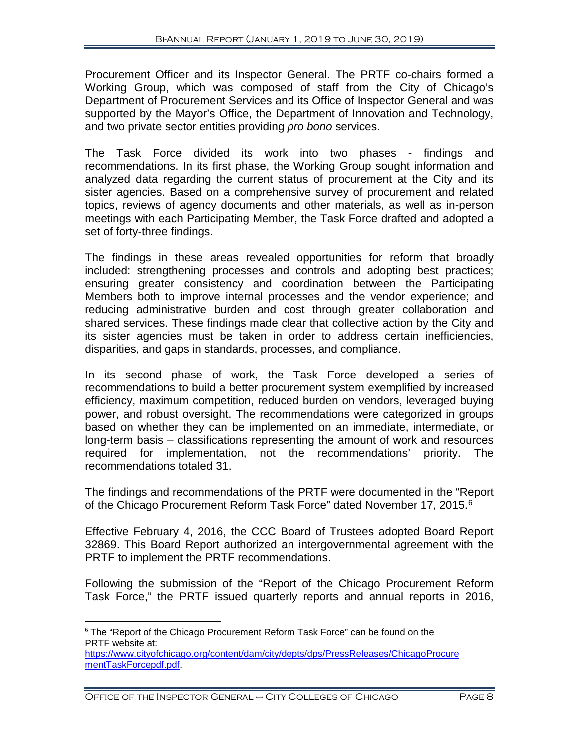Procurement Officer and its Inspector General. The PRTF co-chairs formed a Working Group, which was composed of staff from the City of Chicago's Department of Procurement Services and its Office of Inspector General and was supported by the Mayor's Office, the Department of Innovation and Technology, and two private sector entities providing *pro bono* services.

The Task Force divided its work into two phases - findings and recommendations. In its first phase, the Working Group sought information and analyzed data regarding the current status of procurement at the City and its sister agencies. Based on a comprehensive survey of procurement and related topics, reviews of agency documents and other materials, as well as in-person meetings with each Participating Member, the Task Force drafted and adopted a set of forty-three findings.

The findings in these areas revealed opportunities for reform that broadly included: strengthening processes and controls and adopting best practices; ensuring greater consistency and coordination between the Participating Members both to improve internal processes and the vendor experience; and reducing administrative burden and cost through greater collaboration and shared services. These findings made clear that collective action by the City and its sister agencies must be taken in order to address certain inefficiencies, disparities, and gaps in standards, processes, and compliance.

In its second phase of work, the Task Force developed a series of recommendations to build a better procurement system exemplified by increased efficiency, maximum competition, reduced burden on vendors, leveraged buying power, and robust oversight. The recommendations were categorized in groups based on whether they can be implemented on an immediate, intermediate, or long-term basis – classifications representing the amount of work and resources required for implementation, not the recommendations' priority. The recommendations totaled 31.

The findings and recommendations of the PRTF were documented in the "Report of the Chicago Procurement Reform Task Force" dated November 17, 2015.[6]

Effective February 4, 2016, the CCC Board of Trustees adopted Board Report 32869. This Board Report authorized an intergovernmental agreement with the PRTF to implement the PRTF recommendations.

Following the submission of the "Report of the Chicago Procurement Reform Task Force," the PRTF issued quarterly reports and annual reports in 2016,

---

[6] The "Report of the Chicago Procurement Reform Task Force" can be found on the PRTF website at: [https://www.cityofchicago.org/content/dam/city/depts/dps/PressReleases/ChicagoProcurementTaskForcepdf.pdf](https://www.cityofchicago.org/content/dam/city/depts/dps/PressReleases/ChicagoProcurementTaskForcepdf.pdf).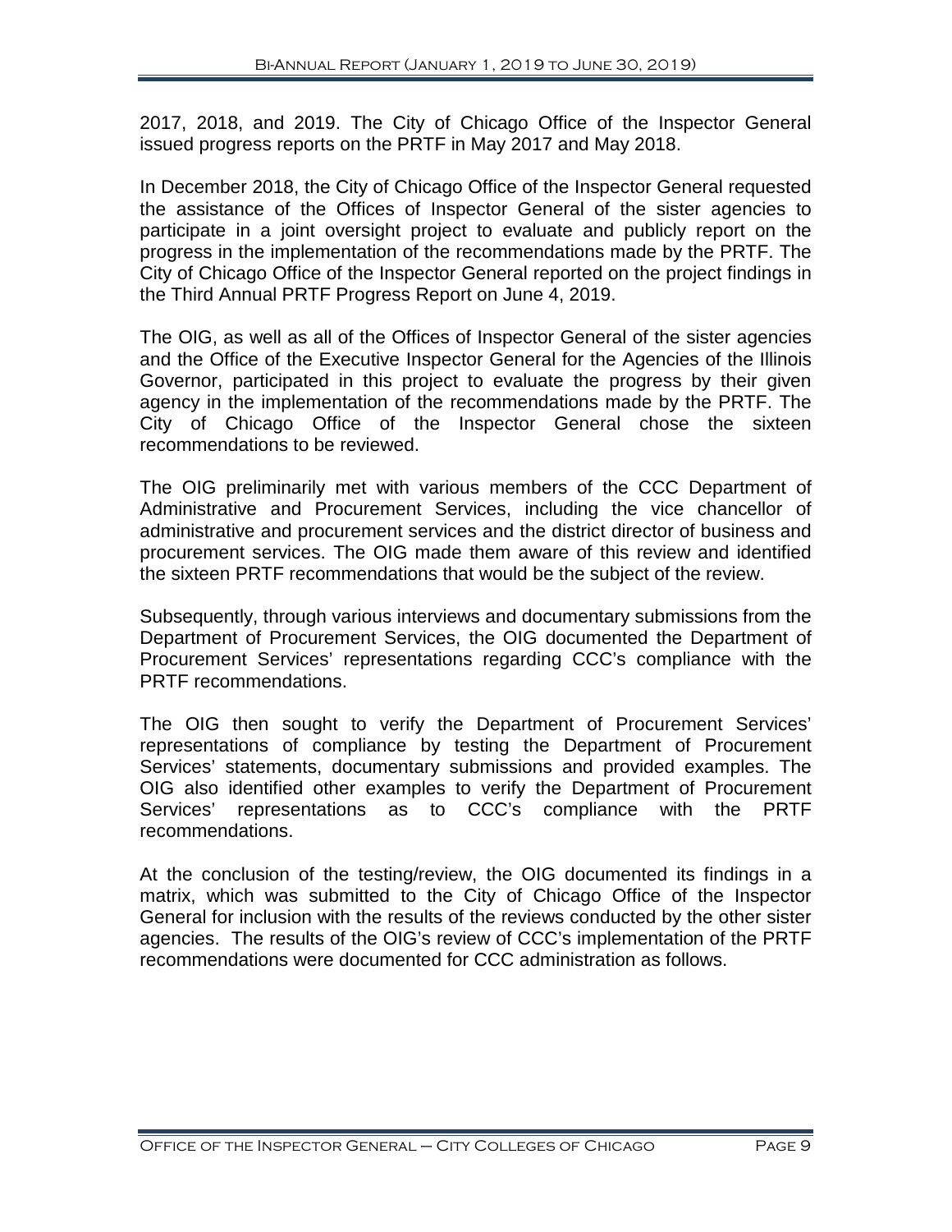2017, 2018, and 2019. The City of Chicago Office of the Inspector General issued progress reports on the PRTF in May 2017 and May 2018.

In December 2018, the City of Chicago Office of the Inspector General requested the assistance of the Offices of Inspector General of the sister agencies to participate in a joint oversight project to evaluate and publicly report on the progress in the implementation of the recommendations made by the PRTF. The City of Chicago Office of the Inspector General reported on the project findings in the Third Annual PRTF Progress Report on June 4, 2019.

The OIG, as well as all of the Offices of Inspector General of the sister agencies and the Office of the Executive Inspector General for the Agencies of the Illinois Governor, participated in this project to evaluate the progress by their given agency in the implementation of the recommendations made by the PRTF. The City of Chicago Office of the Inspector General chose the sixteen recommendations to be reviewed.

The OIG preliminarily met with various members of the CCC Department of Administrative and Procurement Services, including the vice chancellor of administrative and procurement services and the district director of business and procurement services. The OIG made them aware of this review and identified the sixteen PRTF recommendations that would be the subject of the review.

Subsequently, through various interviews and documentary submissions from the Department of Procurement Services, the OIG documented the Department of Procurement Services' representations regarding CCC's compliance with the PRTF recommendations.

The OIG then sought to verify the Department of Procurement Services' representations of compliance by testing the Department of Procurement Services' statements, documentary submissions and provided examples. The OIG also identified other examples to verify the Department of Procurement Services' representations as to CCC's compliance with the PRTF recommendations.

At the conclusion of the testing/review, the OIG documented its findings in a matrix, which was submitted to the City of Chicago Office of the Inspector General for inclusion with the results of the reviews conducted by the other sister agencies. The results of the OIG's review of CCC's implementation of the PRTF recommendations were documented for CCC administration as follows.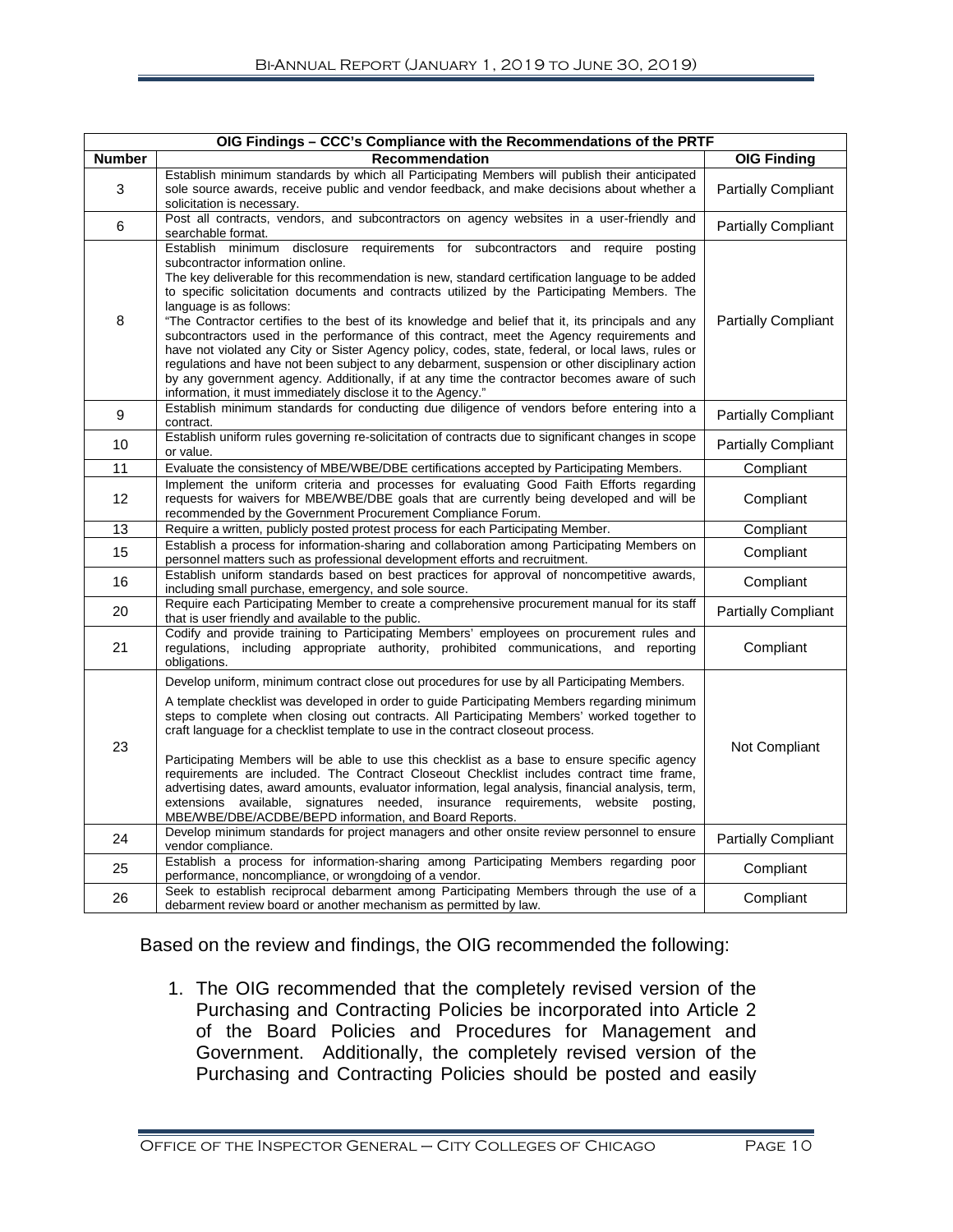| OIG Findings – CCC's Compliance with the Recommendations of the PRTF | | |
|---|---|---|
| **Number** | **Recommendation** | **OIG Finding** |
| 3 | Establish minimum standards by which all Participating Members will publish their anticipated sole source awards, receive public and vendor feedback, and make decisions about whether a solicitation is necessary. | Partially Compliant |
| 6 | Post all contracts, vendors, and subcontractors on agency websites in a user-friendly and searchable format. | Partially Compliant |
| 8 | Establish minimum disclosure requirements for subcontractors and require posting subcontractor information online.<br>The key deliverable for this recommendation is new, standard certification language to be added to specific solicitation documents and contracts utilized by the Participating Members. The language is as follows:<br>"The Contractor certifies to the best of its knowledge and belief that it, its principals and any subcontractors used in the performance of this contract, meet the Agency requirements and have not violated any City or Sister Agency policy, codes, state, federal, or local laws, rules or regulations and have not been subject to any debarment, suspension or other disciplinary action by any government agency. Additionally, if at any time the contractor becomes aware of such information, it must immediately disclose it to the Agency." | Partially Compliant |
| 9 | Establish minimum standards for conducting due diligence of vendors before entering into a contract. | Partially Compliant |
| 10 | Establish uniform rules governing re-solicitation of contracts due to significant changes in scope or value. | Partially Compliant |
| 11 | Evaluate the consistency of MBE/WBE/DBE certifications accepted by Participating Members. | Compliant |
| 12 | Implement the uniform criteria and processes for evaluating Good Faith Efforts regarding requests for waivers for MBE/WBE/DBE goals that are currently being developed and will be recommended by the Government Procurement Compliance Forum. | Compliant |
| 13 | Require a written, publicly posted protest process for each Participating Member. | Compliant |
| 15 | Establish a process for information-sharing and collaboration among Participating Members on personnel matters such as professional development efforts and recruitment. | Compliant |
| 16 | Establish uniform standards based on best practices for approval of noncompetitive awards, including small purchase, emergency, and sole source. | Compliant |
| 20 | Require each Participating Member to create a comprehensive procurement manual for its staff that is user friendly and available to the public. | Partially Compliant |
| 21 | Codify and provide training to Participating Members' employees on procurement rules and regulations, including appropriate authority, prohibited communications, and reporting obligations. | Compliant |
| 23 | Develop uniform, minimum contract close out procedures for use by all Participating Members.<br>A template checklist was developed in order to guide Participating Members regarding minimum steps to complete when closing out contracts. All Participating Members' worked together to craft language for a checklist template to use in the contract closeout process.<br>Participating Members will be able to use this checklist as a base to ensure specific agency requirements are included. The Contract Closeout Checklist includes contract time frame, advertising dates, award amounts, evaluator information, legal analysis, financial analysis, term, extensions available, signatures needed, insurance requirements, website posting, MBE/WBE/DBE/ACDBE/BEPD information, and Board Reports. | Not Compliant |
| 24 | Develop minimum standards for project managers and other onsite review personnel to ensure vendor compliance. | Partially Compliant |
| 25 | Establish a process for information-sharing among Participating Members regarding poor performance, noncompliance, or wrongdoing of a vendor. | Compliant |
| 26 | Seek to establish reciprocal debarment among Participating Members through the use of a debarment review board or another mechanism as permitted by law. | Compliant |

Based on the review and findings, the OIG recommended the following:

1. The OIG recommended that the completely revised version of the Purchasing and Contracting Policies be incorporated into Article 2 of the Board Policies and Procedures for Management and Government. Additionally, the completely revised version of the Purchasing and Contracting Policies should be posted and easily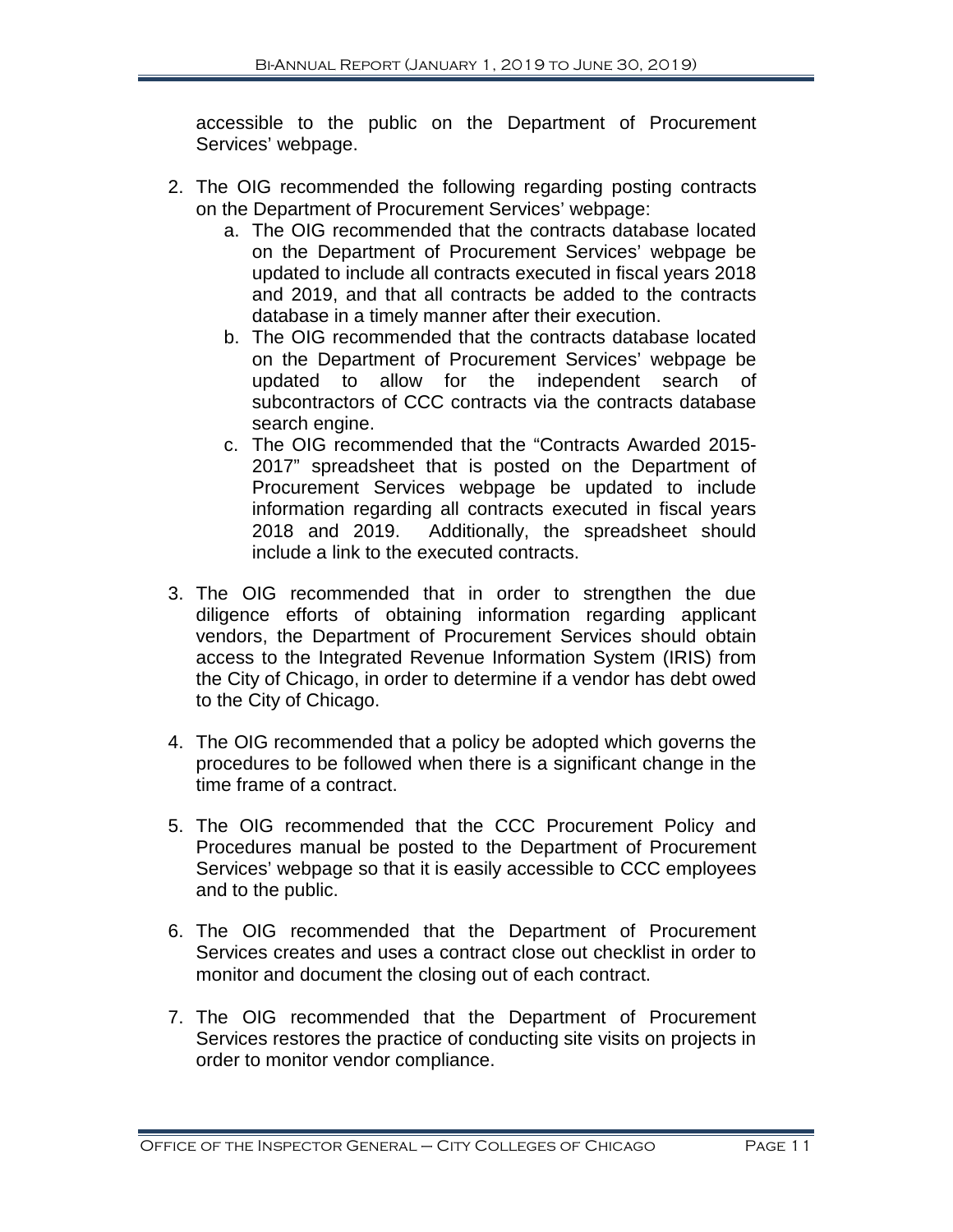accessible to the public on the Department of Procurement Services' webpage.

2. The OIG recommended the following regarding posting contracts on the Department of Procurement Services' webpage:
    a. The OIG recommended that the contracts database located on the Department of Procurement Services' webpage be updated to include all contracts executed in fiscal years 2018 and 2019, and that all contracts be added to the contracts database in a timely manner after their execution.
    b. The OIG recommended that the contracts database located on the Department of Procurement Services' webpage be updated to allow for the independent search of subcontractors of CCC contracts via the contracts database search engine.
    c. The OIG recommended that the "Contracts Awarded 2015-2017" spreadsheet that is posted on the Department of Procurement Services webpage be updated to include information regarding all contracts executed in fiscal years 2018 and 2019. Additionally, the spreadsheet should include a link to the executed contracts.

3. The OIG recommended that in order to strengthen the due diligence efforts of obtaining information regarding applicant vendors, the Department of Procurement Services should obtain access to the Integrated Revenue Information System (IRIS) from the City of Chicago, in order to determine if a vendor has debt owed to the City of Chicago.

4. The OIG recommended that a policy be adopted which governs the procedures to be followed when there is a significant change in the time frame of a contract.

5. The OIG recommended that the CCC Procurement Policy and Procedures manual be posted to the Department of Procurement Services' webpage so that it is easily accessible to CCC employees and to the public.

6. The OIG recommended that the Department of Procurement Services creates and uses a contract close out checklist in order to monitor and document the closing out of each contract.

7. The OIG recommended that the Department of Procurement Services restores the practice of conducting site visits on projects in order to monitor vendor compliance.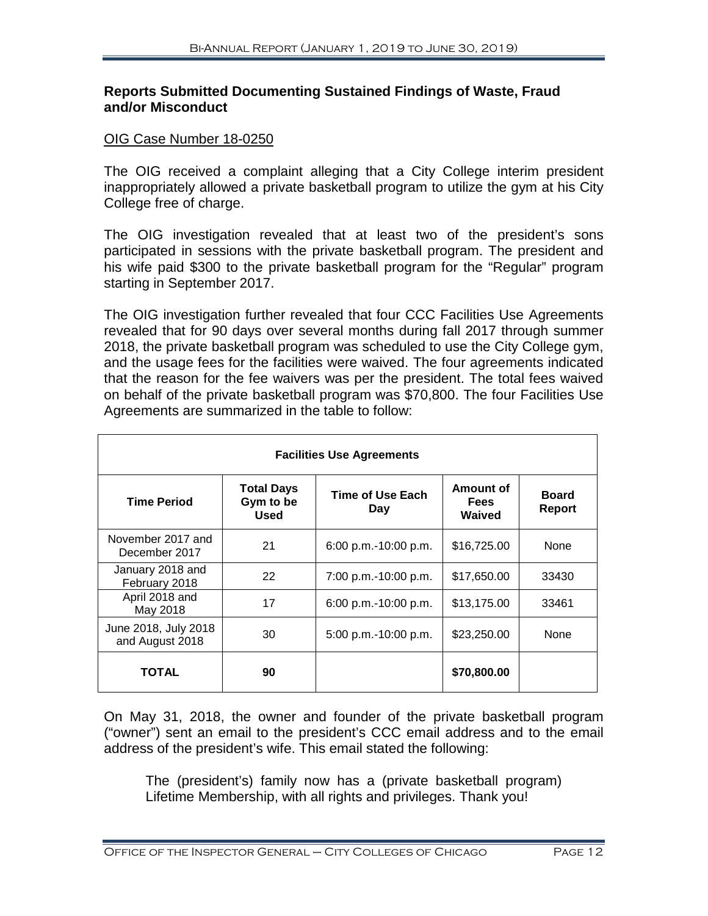## Reports Submitted Documenting Sustained Findings of Waste, Fraud and/or Misconduct

OIG Case Number 18-0250

The OIG received a complaint alleging that a City College interim president inappropriately allowed a private basketball program to utilize the gym at his City College free of charge.

The OIG investigation revealed that at least two of the president's sons participated in sessions with the private basketball program. The president and his wife paid $300 to the private basketball program for the "Regular" program starting in September 2017.

The OIG investigation further revealed that four CCC Facilities Use Agreements revealed that for 90 days over several months during fall 2017 through summer 2018, the private basketball program was scheduled to use the City College gym, and the usage fees for the facilities were waived. The four agreements indicated that the reason for the fee waivers was per the president. The total fees waived on behalf of the private basketball program was $70,800. The four Facilities Use Agreements are summarized in the table to follow:

| Facilities Use Agreements | | | | |
|---|---|---|---|---|
| **Time Period** | **Total Days Gym to be Used** | **Time of Use Each Day** | **Amount of Fees Waived** | **Board Report** |
| November 2017 and December 2017 | 21 | 6:00 p.m.-10:00 p.m. | $16,725.00 | None |
| January 2018 and February 2018 | 22 | 7:00 p.m.-10:00 p.m. | $17,650.00 | 33430 |
| April 2018 and May 2018 | 17 | 6:00 p.m.-10:00 p.m. | $13,175.00 | 33461 |
| June 2018, July 2018 and August 2018 | 30 | 5:00 p.m.-10:00 p.m. | $23,250.00 | None |
| **TOTAL** | **90** | | **$70,800.00** | |

On May 31, 2018, the owner and founder of the private basketball program ("owner") sent an email to the president's CCC email address and to the email address of the president's wife. This email stated the following:

> The (president's) family now has a (private basketball program) Lifetime Membership, with all rights and privileges. Thank you!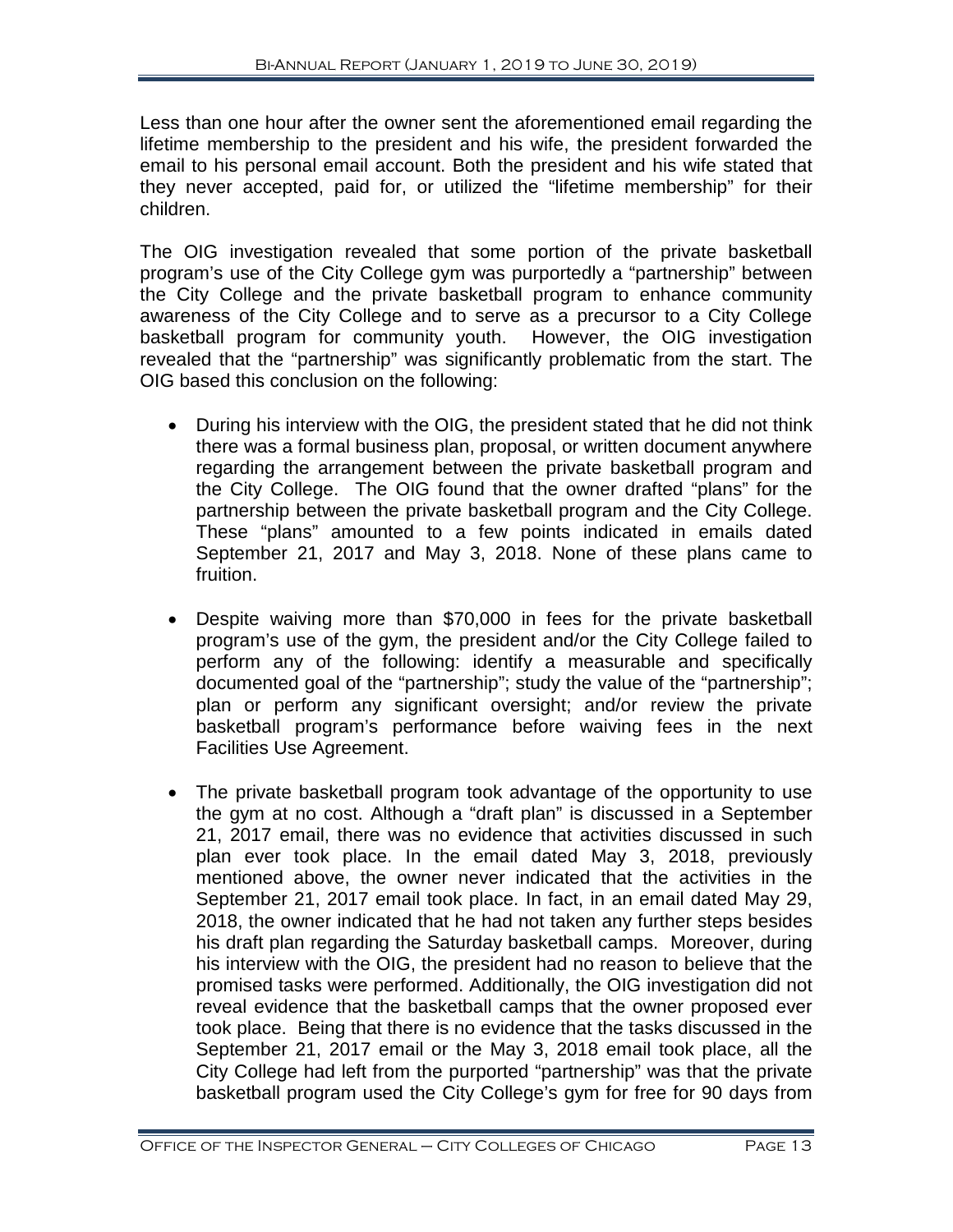Less than one hour after the owner sent the aforementioned email regarding the lifetime membership to the president and his wife, the president forwarded the email to his personal email account. Both the president and his wife stated that they never accepted, paid for, or utilized the "lifetime membership" for their children.

The OIG investigation revealed that some portion of the private basketball program's use of the City College gym was purportedly a "partnership" between the City College and the private basketball program to enhance community awareness of the City College and to serve as a precursor to a City College basketball program for community youth. However, the OIG investigation revealed that the "partnership" was significantly problematic from the start. The OIG based this conclusion on the following:

- During his interview with the OIG, the president stated that he did not think there was a formal business plan, proposal, or written document anywhere regarding the arrangement between the private basketball program and the City College. The OIG found that the owner drafted "plans" for the partnership between the private basketball program and the City College. These "plans" amounted to a few points indicated in emails dated September 21, 2017 and May 3, 2018. None of these plans came to fruition.

- Despite waiving more than $70,000 in fees for the private basketball program's use of the gym, the president and/or the City College failed to perform any of the following: identify a measurable and specifically documented goal of the "partnership"; study the value of the "partnership"; plan or perform any significant oversight; and/or review the private basketball program's performance before waiving fees in the next Facilities Use Agreement.

- The private basketball program took advantage of the opportunity to use the gym at no cost. Although a "draft plan" is discussed in a September 21, 2017 email, there was no evidence that activities discussed in such plan ever took place. In the email dated May 3, 2018, previously mentioned above, the owner never indicated that the activities in the September 21, 2017 email took place. In fact, in an email dated May 29, 2018, the owner indicated that he had not taken any further steps besides his draft plan regarding the Saturday basketball camps. Moreover, during his interview with the OIG, the president had no reason to believe that the promised tasks were performed. Additionally, the OIG investigation did not reveal evidence that the basketball camps that the owner proposed ever took place. Being that there is no evidence that the tasks discussed in the September 21, 2017 email or the May 3, 2018 email took place, all the City College had left from the purported "partnership" was that the private basketball program used the City College's gym for free for 90 days from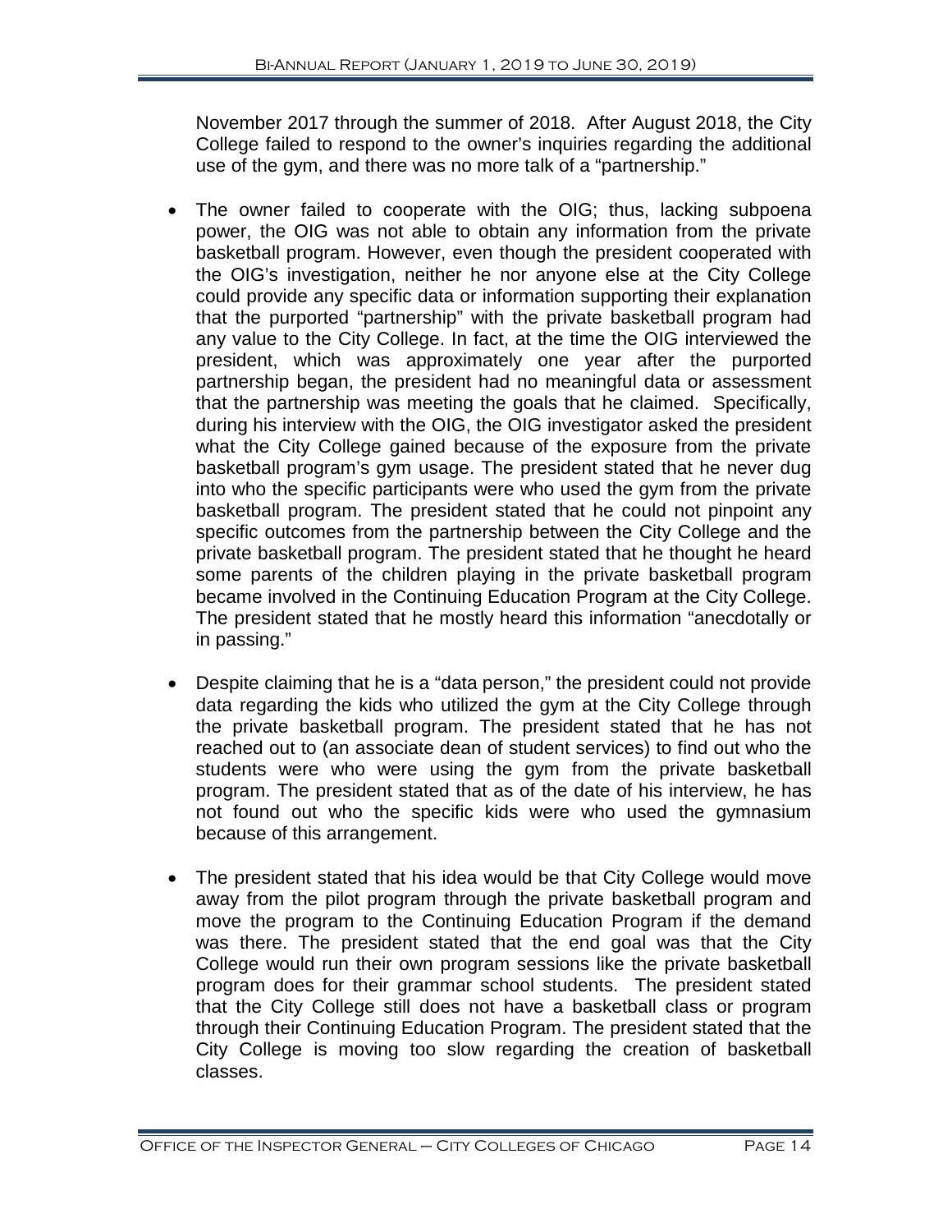November 2017 through the summer of 2018. After August 2018, the City College failed to respond to the owner's inquiries regarding the additional use of the gym, and there was no more talk of a "partnership."

- The owner failed to cooperate with the OIG; thus, lacking subpoena power, the OIG was not able to obtain any information from the private basketball program. However, even though the president cooperated with the OIG's investigation, neither he nor anyone else at the City College could provide any specific data or information supporting their explanation that the purported "partnership" with the private basketball program had any value to the City College. In fact, at the time the OIG interviewed the president, which was approximately one year after the purported partnership began, the president had no meaningful data or assessment that the partnership was meeting the goals that he claimed. Specifically, during his interview with the OIG, the OIG investigator asked the president what the City College gained because of the exposure from the private basketball program's gym usage. The president stated that he never dug into who the specific participants were who used the gym from the private basketball program. The president stated that he could not pinpoint any specific outcomes from the partnership between the City College and the private basketball program. The president stated that he thought he heard some parents of the children playing in the private basketball program became involved in the Continuing Education Program at the City College. The president stated that he mostly heard this information "anecdotally or in passing."

- Despite claiming that he is a "data person," the president could not provide data regarding the kids who utilized the gym at the City College through the private basketball program. The president stated that he has not reached out to (an associate dean of student services) to find out who the students were who were using the gym from the private basketball program. The president stated that as of the date of his interview, he has not found out who the specific kids were who used the gymnasium because of this arrangement.

- The president stated that his idea would be that City College would move away from the pilot program through the private basketball program and move the program to the Continuing Education Program if the demand was there. The president stated that the end goal was that the City College would run their own program sessions like the private basketball program does for their grammar school students. The president stated that the City College still does not have a basketball class or program through their Continuing Education Program. The president stated that the City College is moving too slow regarding the creation of basketball classes.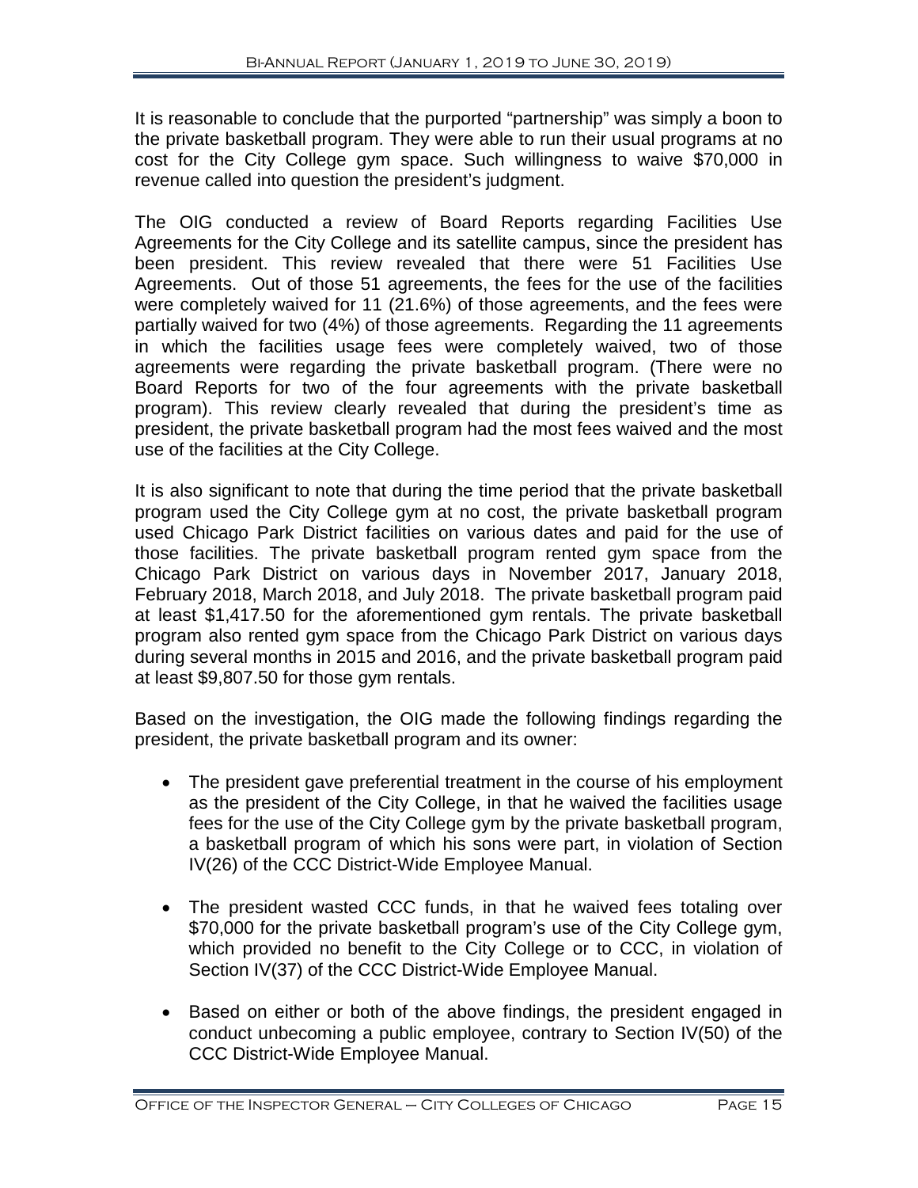It is reasonable to conclude that the purported "partnership" was simply a boon to the private basketball program. They were able to run their usual programs at no cost for the City College gym space. Such willingness to waive $70,000 in revenue called into question the president's judgment.

The OIG conducted a review of Board Reports regarding Facilities Use Agreements for the City College and its satellite campus, since the president has been president. This review revealed that there were 51 Facilities Use Agreements. Out of those 51 agreements, the fees for the use of the facilities were completely waived for 11 (21.6%) of those agreements, and the fees were partially waived for two (4%) of those agreements. Regarding the 11 agreements in which the facilities usage fees were completely waived, two of those agreements were regarding the private basketball program. (There were no Board Reports for two of the four agreements with the private basketball program). This review clearly revealed that during the president's time as president, the private basketball program had the most fees waived and the most use of the facilities at the City College.

It is also significant to note that during the time period that the private basketball program used the City College gym at no cost, the private basketball program used Chicago Park District facilities on various dates and paid for the use of those facilities. The private basketball program rented gym space from the Chicago Park District on various days in November 2017, January 2018, February 2018, March 2018, and July 2018. The private basketball program paid at least $1,417.50 for the aforementioned gym rentals. The private basketball program also rented gym space from the Chicago Park District on various days during several months in 2015 and 2016, and the private basketball program paid at least $9,807.50 for those gym rentals.

Based on the investigation, the OIG made the following findings regarding the president, the private basketball program and its owner:

- The president gave preferential treatment in the course of his employment as the president of the City College, in that he waived the facilities usage fees for the use of the City College gym by the private basketball program, a basketball program of which his sons were part, in violation of Section IV(26) of the CCC District-Wide Employee Manual.

- The president wasted CCC funds, in that he waived fees totaling over $70,000 for the private basketball program's use of the City College gym, which provided no benefit to the City College or to CCC, in violation of Section IV(37) of the CCC District-Wide Employee Manual.

- Based on either or both of the above findings, the president engaged in conduct unbecoming a public employee, contrary to Section IV(50) of the CCC District-Wide Employee Manual.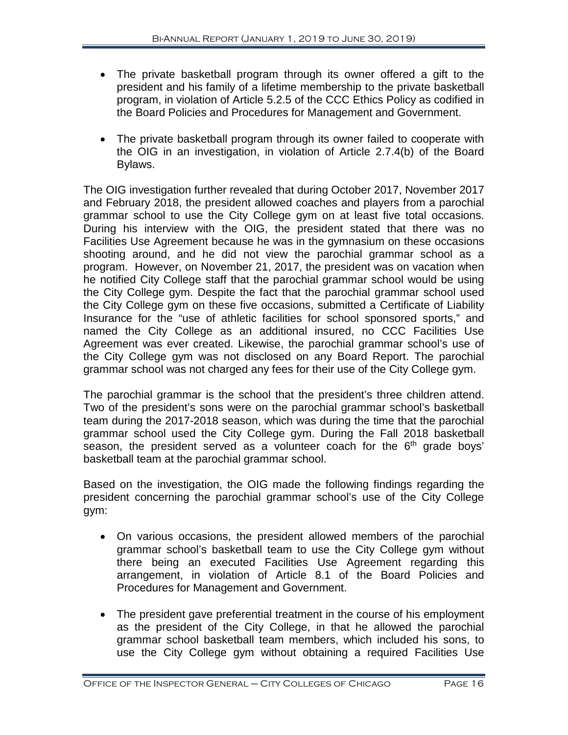- The private basketball program through its owner offered a gift to the president and his family of a lifetime membership to the private basketball program, in violation of Article 5.2.5 of the CCC Ethics Policy as codified in the Board Policies and Procedures for Management and Government.

- The private basketball program through its owner failed to cooperate with the OIG in an investigation, in violation of Article 2.7.4(b) of the Board Bylaws.

The OIG investigation further revealed that during October 2017, November 2017 and February 2018, the president allowed coaches and players from a parochial grammar school to use the City College gym on at least five total occasions. During his interview with the OIG, the president stated that there was no Facilities Use Agreement because he was in the gymnasium on these occasions shooting around, and he did not view the parochial grammar school as a program. However, on November 21, 2017, the president was on vacation when he notified City College staff that the parochial grammar school would be using the City College gym. Despite the fact that the parochial grammar school used the City College gym on these five occasions, submitted a Certificate of Liability Insurance for the "use of athletic facilities for school sponsored sports," and named the City College as an additional insured, no CCC Facilities Use Agreement was ever created. Likewise, the parochial grammar school's use of the City College gym was not disclosed on any Board Report. The parochial grammar school was not charged any fees for their use of the City College gym.

The parochial grammar is the school that the president's three children attend. Two of the president's sons were on the parochial grammar school's basketball team during the 2017-2018 season, which was during the time that the parochial grammar school used the City College gym. During the Fall 2018 basketball season, the president served as a volunteer coach for the 6th grade boys' basketball team at the parochial grammar school.

Based on the investigation, the OIG made the following findings regarding the president concerning the parochial grammar school's use of the City College gym:

- On various occasions, the president allowed members of the parochial grammar school's basketball team to use the City College gym without there being an executed Facilities Use Agreement regarding this arrangement, in violation of Article 8.1 of the Board Policies and Procedures for Management and Government.

- The president gave preferential treatment in the course of his employment as the president of the City College, in that he allowed the parochial grammar school basketball team members, which included his sons, to use the City College gym without obtaining a required Facilities Use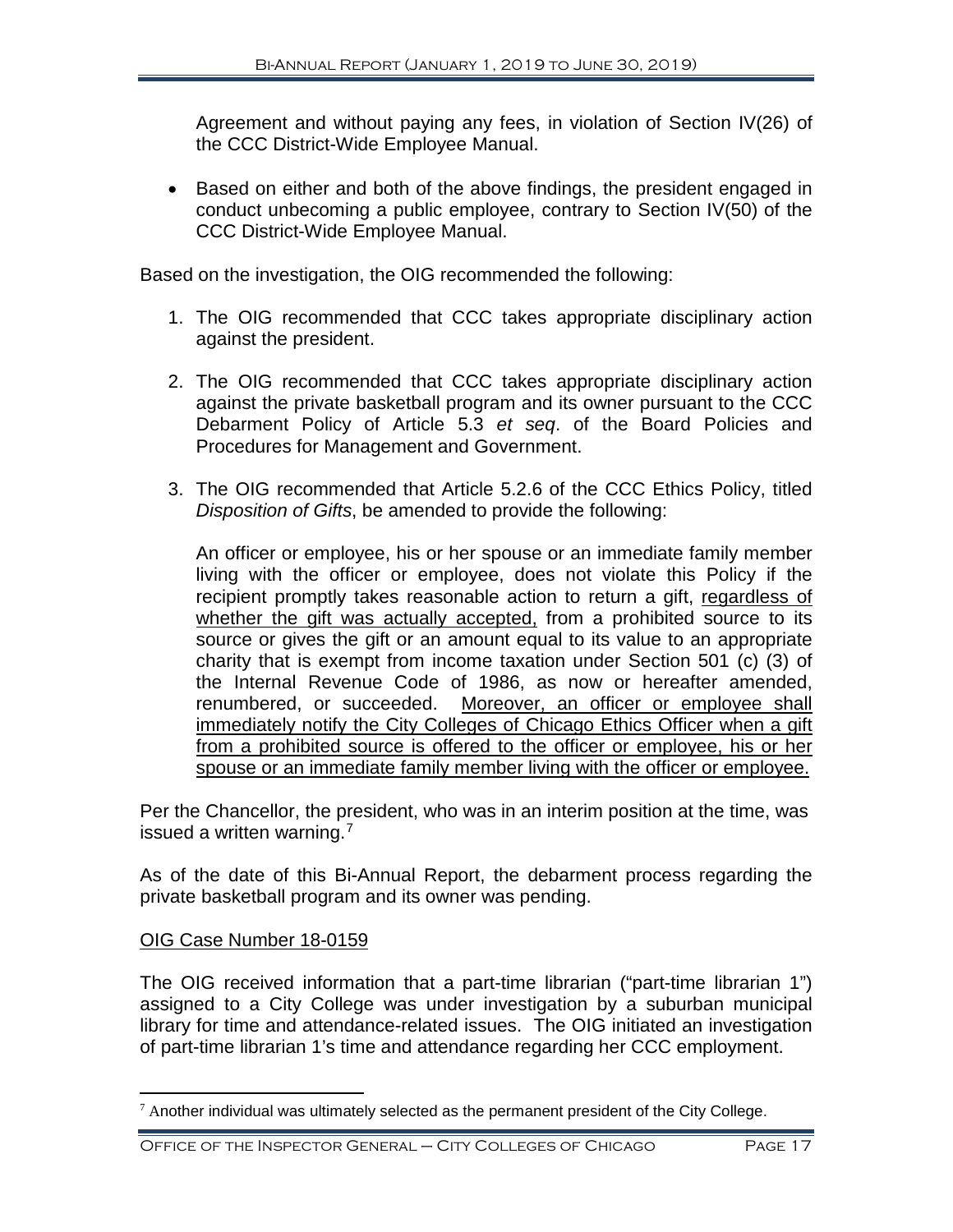Agreement and without paying any fees, in violation of Section IV(26) of the CCC District-Wide Employee Manual.

- Based on either and both of the above findings, the president engaged in conduct unbecoming a public employee, contrary to Section IV(50) of the CCC District-Wide Employee Manual.

Based on the investigation, the OIG recommended the following:

1. The OIG recommended that CCC takes appropriate disciplinary action against the president.

2. The OIG recommended that CCC takes appropriate disciplinary action against the private basketball program and its owner pursuant to the CCC Debarment Policy of Article 5.3 *et seq*. of the Board Policies and Procedures for Management and Government.

3. The OIG recommended that Article 5.2.6 of the CCC Ethics Policy, titled *Disposition of Gifts*, be amended to provide the following:

   An officer or employee, his or her spouse or an immediate family member living with the officer or employee, does not violate this Policy if the recipient promptly takes reasonable action to return a gift, <u>regardless of whether the gift was actually accepted,</u> from a prohibited source to its source or gives the gift or an amount equal to its value to an appropriate charity that is exempt from income taxation under Section 501 (c) (3) of the Internal Revenue Code of 1986, as now or hereafter amended, renumbered, or succeeded. <u>Moreover, an officer or employee shall immediately notify the City Colleges of Chicago Ethics Officer when a gift from a prohibited source is offered to the officer or employee, his or her spouse or an immediate family member living with the officer or employee.</u>

Per the Chancellor, the president, who was in an interim position at the time, was issued a written warning.[7]

As of the date of this Bi-Annual Report, the debarment process regarding the private basketball program and its owner was pending.

<u>OIG Case Number 18-0159</u>

The OIG received information that a part-time librarian ("part-time librarian 1") assigned to a City College was under investigation by a suburban municipal library for time and attendance-related issues. The OIG initiated an investigation of part-time librarian 1's time and attendance regarding her CCC employment.

[7] Another individual was ultimately selected as the permanent president of the City College.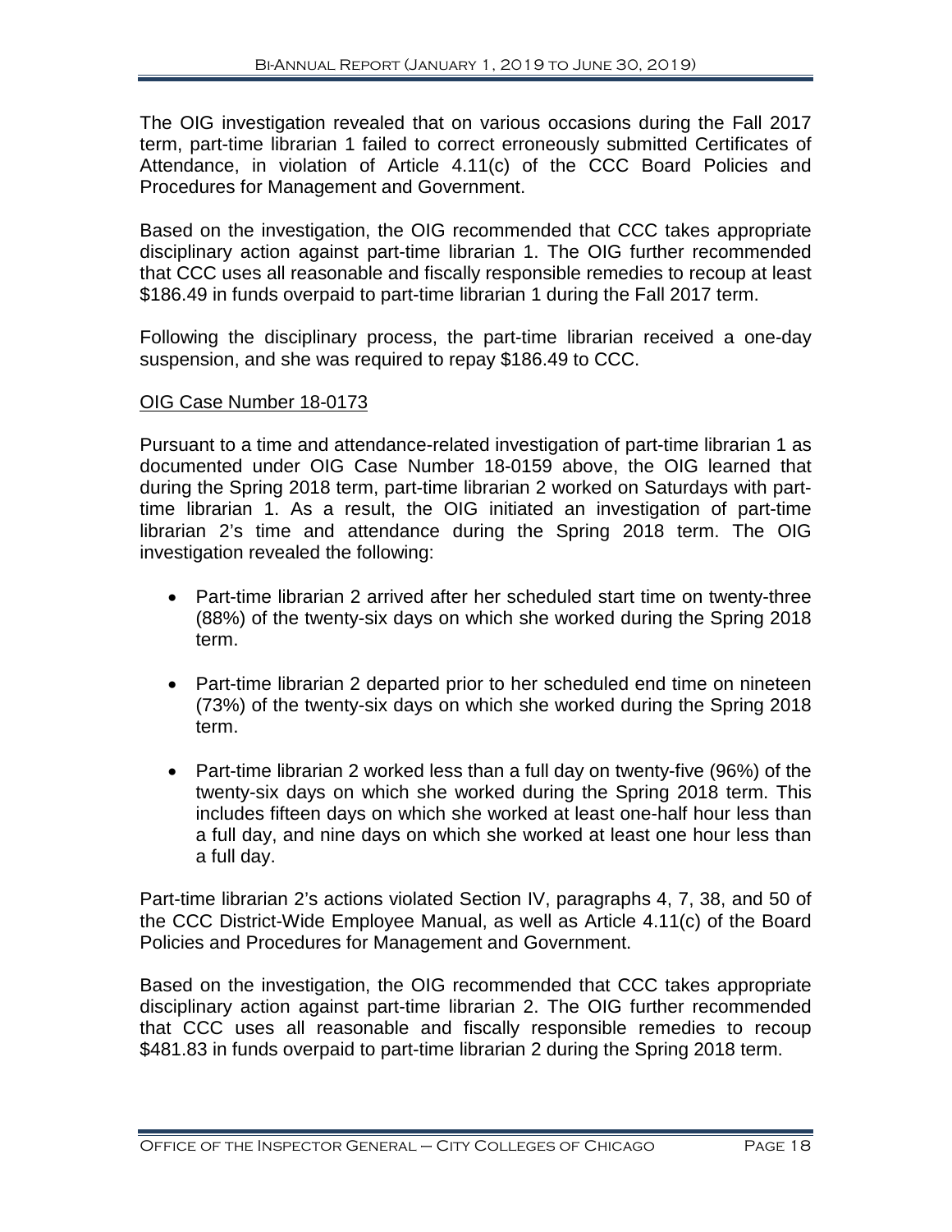The OIG investigation revealed that on various occasions during the Fall 2017 term, part-time librarian 1 failed to correct erroneously submitted Certificates of Attendance, in violation of Article 4.11(c) of the CCC Board Policies and Procedures for Management and Government.

Based on the investigation, the OIG recommended that CCC takes appropriate disciplinary action against part-time librarian 1. The OIG further recommended that CCC uses all reasonable and fiscally responsible remedies to recoup at least $186.49 in funds overpaid to part-time librarian 1 during the Fall 2017 term.

Following the disciplinary process, the part-time librarian received a one-day suspension, and she was required to repay $186.49 to CCC.

<u>OIG Case Number 18-0173</u>

Pursuant to a time and attendance-related investigation of part-time librarian 1 as documented under OIG Case Number 18-0159 above, the OIG learned that during the Spring 2018 term, part-time librarian 2 worked on Saturdays with part-time librarian 1. As a result, the OIG initiated an investigation of part-time librarian 2's time and attendance during the Spring 2018 term. The OIG investigation revealed the following:

- Part-time librarian 2 arrived after her scheduled start time on twenty-three (88%) of the twenty-six days on which she worked during the Spring 2018 term.
- Part-time librarian 2 departed prior to her scheduled end time on nineteen (73%) of the twenty-six days on which she worked during the Spring 2018 term.
- Part-time librarian 2 worked less than a full day on twenty-five (96%) of the twenty-six days on which she worked during the Spring 2018 term. This includes fifteen days on which she worked at least one-half hour less than a full day, and nine days on which she worked at least one hour less than a full day.

Part-time librarian 2's actions violated Section IV, paragraphs 4, 7, 38, and 50 of the CCC District-Wide Employee Manual, as well as Article 4.11(c) of the Board Policies and Procedures for Management and Government.

Based on the investigation, the OIG recommended that CCC takes appropriate disciplinary action against part-time librarian 2. The OIG further recommended that CCC uses all reasonable and fiscally responsible remedies to recoup $481.83 in funds overpaid to part-time librarian 2 during the Spring 2018 term.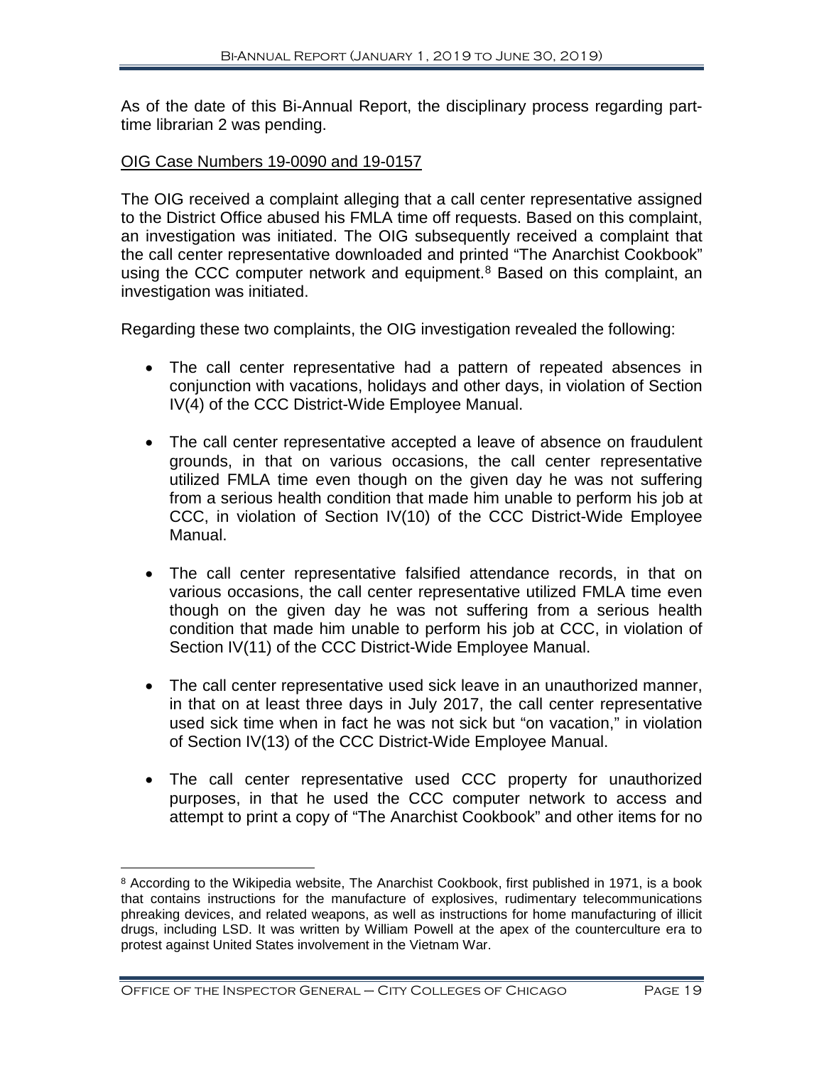As of the date of this Bi-Annual Report, the disciplinary process regarding part-time librarian 2 was pending.

OIG Case Numbers 19-0090 and 19-0157

The OIG received a complaint alleging that a call center representative assigned to the District Office abused his FMLA time off requests. Based on this complaint, an investigation was initiated. The OIG subsequently received a complaint that the call center representative downloaded and printed "The Anarchist Cookbook" using the CCC computer network and equipment.[8] Based on this complaint, an investigation was initiated.

Regarding these two complaints, the OIG investigation revealed the following:

- The call center representative had a pattern of repeated absences in conjunction with vacations, holidays and other days, in violation of Section IV(4) of the CCC District-Wide Employee Manual.
- The call center representative accepted a leave of absence on fraudulent grounds, in that on various occasions, the call center representative utilized FMLA time even though on the given day he was not suffering from a serious health condition that made him unable to perform his job at CCC, in violation of Section IV(10) of the CCC District-Wide Employee Manual.
- The call center representative falsified attendance records, in that on various occasions, the call center representative utilized FMLA time even though on the given day he was not suffering from a serious health condition that made him unable to perform his job at CCC, in violation of Section IV(11) of the CCC District-Wide Employee Manual.
- The call center representative used sick leave in an unauthorized manner, in that on at least three days in July 2017, the call center representative used sick time when in fact he was not sick but "on vacation," in violation of Section IV(13) of the CCC District-Wide Employee Manual.
- The call center representative used CCC property for unauthorized purposes, in that he used the CCC computer network to access and attempt to print a copy of "The Anarchist Cookbook" and other items for no

[8] According to the Wikipedia website, The Anarchist Cookbook, first published in 1971, is a book that contains instructions for the manufacture of explosives, rudimentary telecommunications phreaking devices, and related weapons, as well as instructions for home manufacturing of illicit drugs, including LSD. It was written by William Powell at the apex of the counterculture era to protest against United States involvement in the Vietnam War.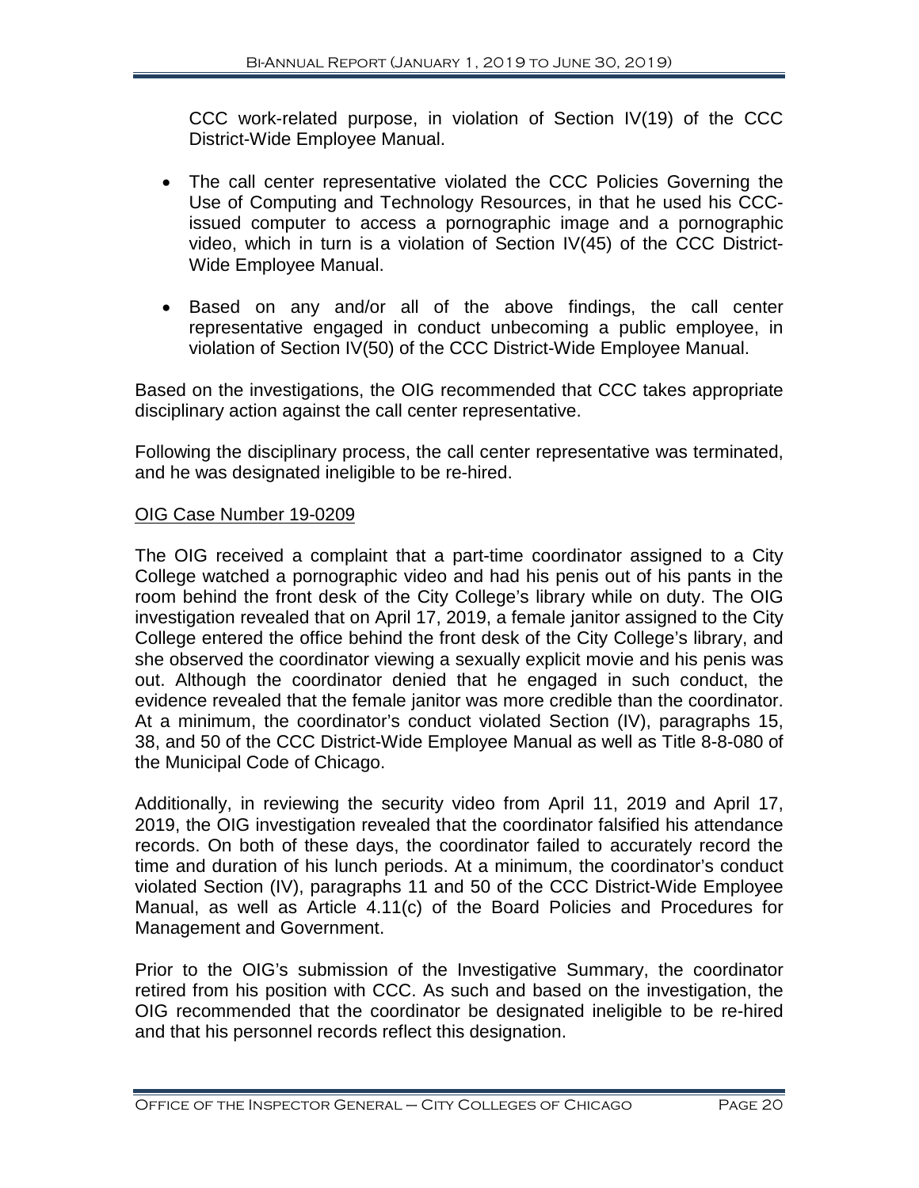CCC work-related purpose, in violation of Section IV(19) of the CCC District-Wide Employee Manual.

- The call center representative violated the CCC Policies Governing the Use of Computing and Technology Resources, in that he used his CCC-issued computer to access a pornographic image and a pornographic video, which in turn is a violation of Section IV(45) of the CCC District-Wide Employee Manual.
- Based on any and/or all of the above findings, the call center representative engaged in conduct unbecoming a public employee, in violation of Section IV(50) of the CCC District-Wide Employee Manual.

Based on the investigations, the OIG recommended that CCC takes appropriate disciplinary action against the call center representative.

Following the disciplinary process, the call center representative was terminated, and he was designated ineligible to be re-hired.

<u>OIG Case Number 19-0209</u>

The OIG received a complaint that a part-time coordinator assigned to a City College watched a pornographic video and had his penis out of his pants in the room behind the front desk of the City College's library while on duty. The OIG investigation revealed that on April 17, 2019, a female janitor assigned to the City College entered the office behind the front desk of the City College's library, and she observed the coordinator viewing a sexually explicit movie and his penis was out. Although the coordinator denied that he engaged in such conduct, the evidence revealed that the female janitor was more credible than the coordinator. At a minimum, the coordinator's conduct violated Section (IV), paragraphs 15, 38, and 50 of the CCC District-Wide Employee Manual as well as Title 8-8-080 of the Municipal Code of Chicago.

Additionally, in reviewing the security video from April 11, 2019 and April 17, 2019, the OIG investigation revealed that the coordinator falsified his attendance records. On both of these days, the coordinator failed to accurately record the time and duration of his lunch periods. At a minimum, the coordinator's conduct violated Section (IV), paragraphs 11 and 50 of the CCC District-Wide Employee Manual, as well as Article 4.11(c) of the Board Policies and Procedures for Management and Government.

Prior to the OIG's submission of the Investigative Summary, the coordinator retired from his position with CCC. As such and based on the investigation, the OIG recommended that the coordinator be designated ineligible to be re-hired and that his personnel records reflect this designation.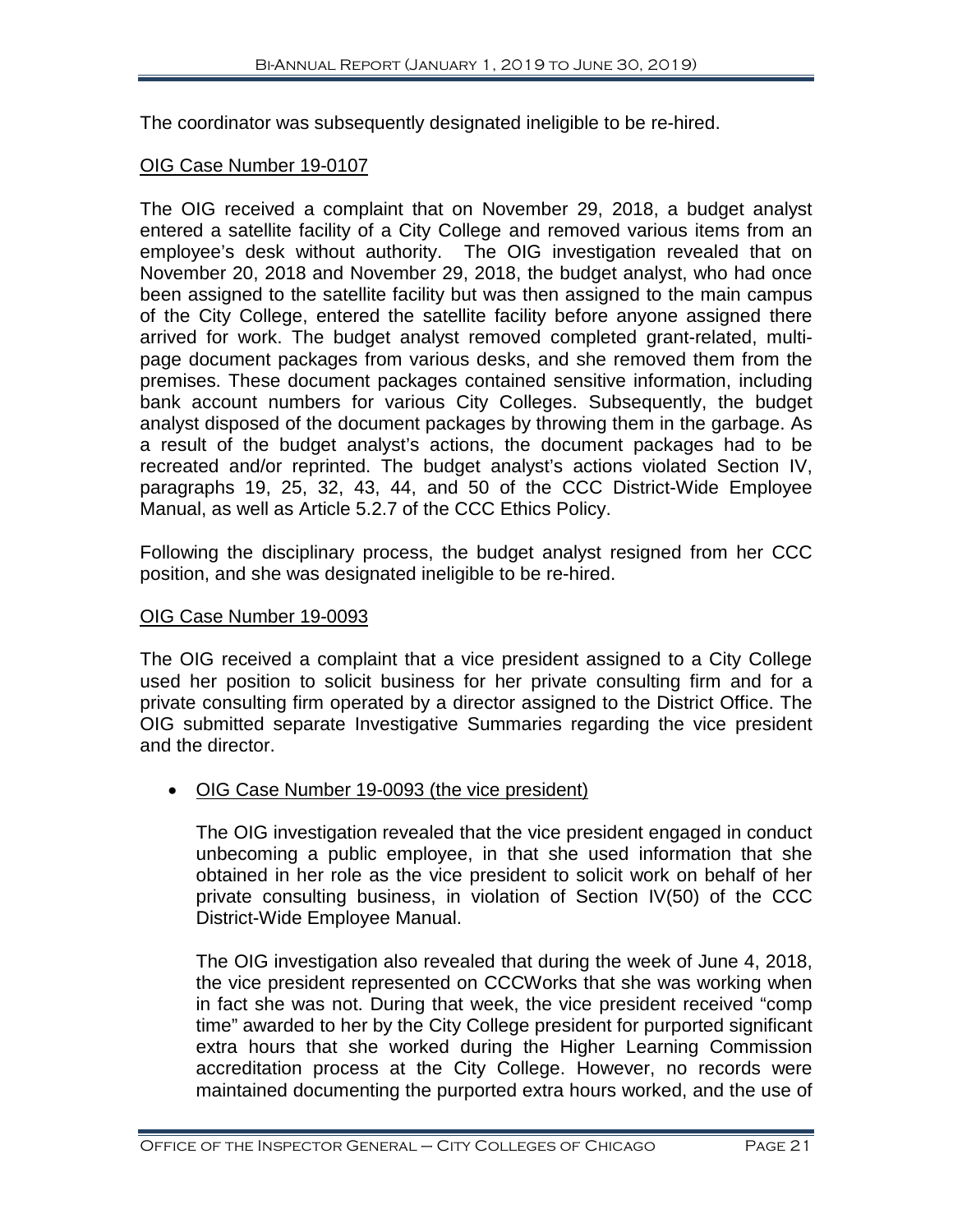The coordinator was subsequently designated ineligible to be re-hired.

OIG Case Number 19-0107

The OIG received a complaint that on November 29, 2018, a budget analyst entered a satellite facility of a City College and removed various items from an employee's desk without authority. The OIG investigation revealed that on November 20, 2018 and November 29, 2018, the budget analyst, who had once been assigned to the satellite facility but was then assigned to the main campus of the City College, entered the satellite facility before anyone assigned there arrived for work. The budget analyst removed completed grant-related, multi-page document packages from various desks, and she removed them from the premises. These document packages contained sensitive information, including bank account numbers for various City Colleges. Subsequently, the budget analyst disposed of the document packages by throwing them in the garbage. As a result of the budget analyst's actions, the document packages had to be recreated and/or reprinted. The budget analyst's actions violated Section IV, paragraphs 19, 25, 32, 43, 44, and 50 of the CCC District-Wide Employee Manual, as well as Article 5.2.7 of the CCC Ethics Policy.

Following the disciplinary process, the budget analyst resigned from her CCC position, and she was designated ineligible to be re-hired.

OIG Case Number 19-0093

The OIG received a complaint that a vice president assigned to a City College used her position to solicit business for her private consulting firm and for a private consulting firm operated by a director assigned to the District Office. The OIG submitted separate Investigative Summaries regarding the vice president and the director.

- OIG Case Number 19-0093 (the vice president)

  The OIG investigation revealed that the vice president engaged in conduct unbecoming a public employee, in that she used information that she obtained in her role as the vice president to solicit work on behalf of her private consulting business, in violation of Section IV(50) of the CCC District-Wide Employee Manual.

  The OIG investigation also revealed that during the week of June 4, 2018, the vice president represented on CCCWorks that she was working when in fact she was not. During that week, the vice president received "comp time" awarded to her by the City College president for purported significant extra hours that she worked during the Higher Learning Commission accreditation process at the City College. However, no records were maintained documenting the purported extra hours worked, and the use of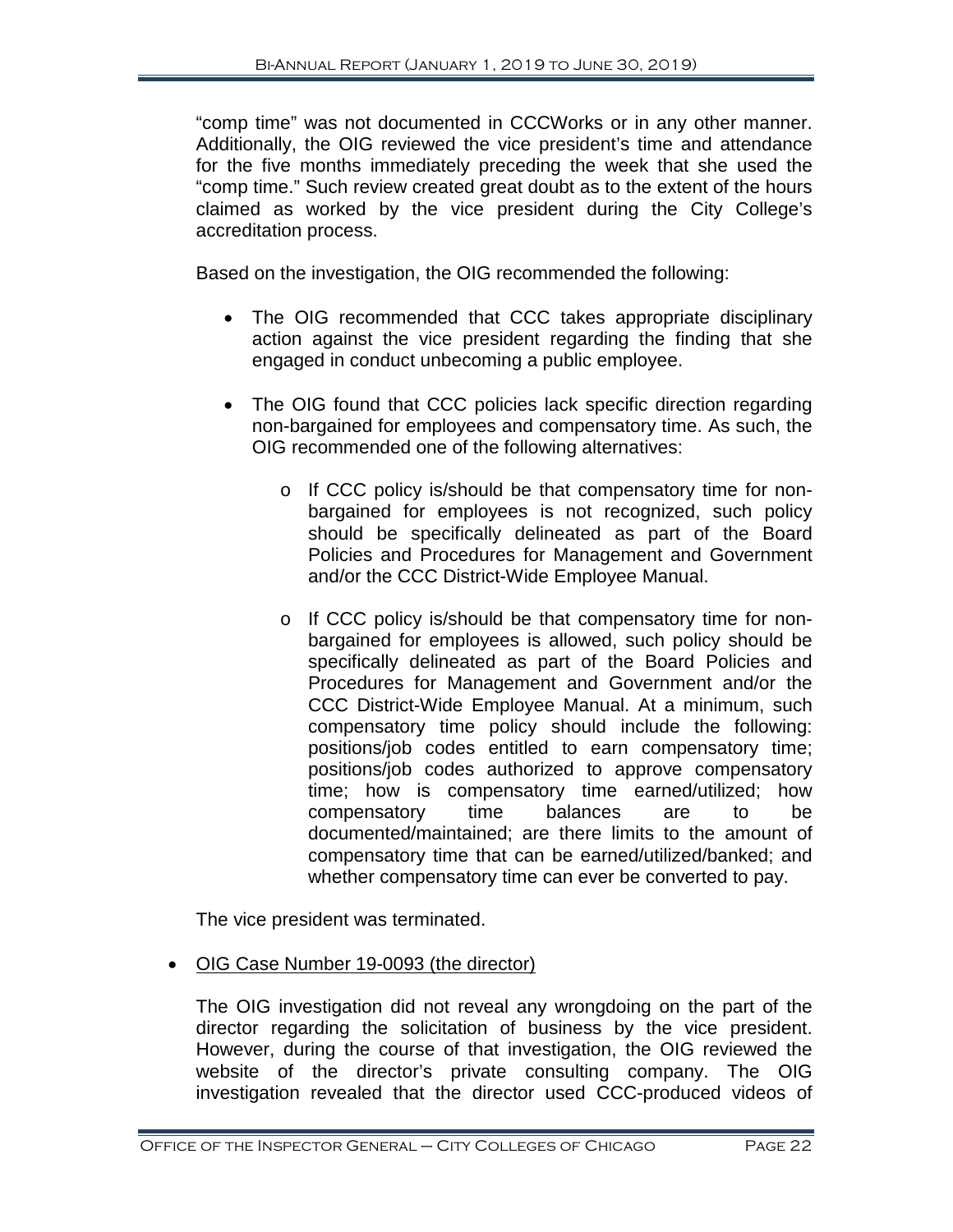"comp time" was not documented in CCCWorks or in any other manner. Additionally, the OIG reviewed the vice president's time and attendance for the five months immediately preceding the week that she used the "comp time." Such review created great doubt as to the extent of the hours claimed as worked by the vice president during the City College's accreditation process.

Based on the investigation, the OIG recommended the following:

- The OIG recommended that CCC takes appropriate disciplinary action against the vice president regarding the finding that she engaged in conduct unbecoming a public employee.

- The OIG found that CCC policies lack specific direction regarding non-bargained for employees and compensatory time. As such, the OIG recommended one of the following alternatives:

  - If CCC policy is/should be that compensatory time for non-bargained for employees is not recognized, such policy should be specifically delineated as part of the Board Policies and Procedures for Management and Government and/or the CCC District-Wide Employee Manual.

  - If CCC policy is/should be that compensatory time for non-bargained for employees is allowed, such policy should be specifically delineated as part of the Board Policies and Procedures for Management and Government and/or the CCC District-Wide Employee Manual. At a minimum, such compensatory time policy should include the following: positions/job codes entitled to earn compensatory time; positions/job codes authorized to approve compensatory time; how is compensatory time earned/utilized; how compensatory time balances are to be documented/maintained; are there limits to the amount of compensatory time that can be earned/utilized/banked; and whether compensatory time can ever be converted to pay.

The vice president was terminated.

- <u>OIG Case Number 19-0093 (the director)</u>

The OIG investigation did not reveal any wrongdoing on the part of the director regarding the solicitation of business by the vice president. However, during the course of that investigation, the OIG reviewed the website of the director's private consulting company. The OIG investigation revealed that the director used CCC-produced videos of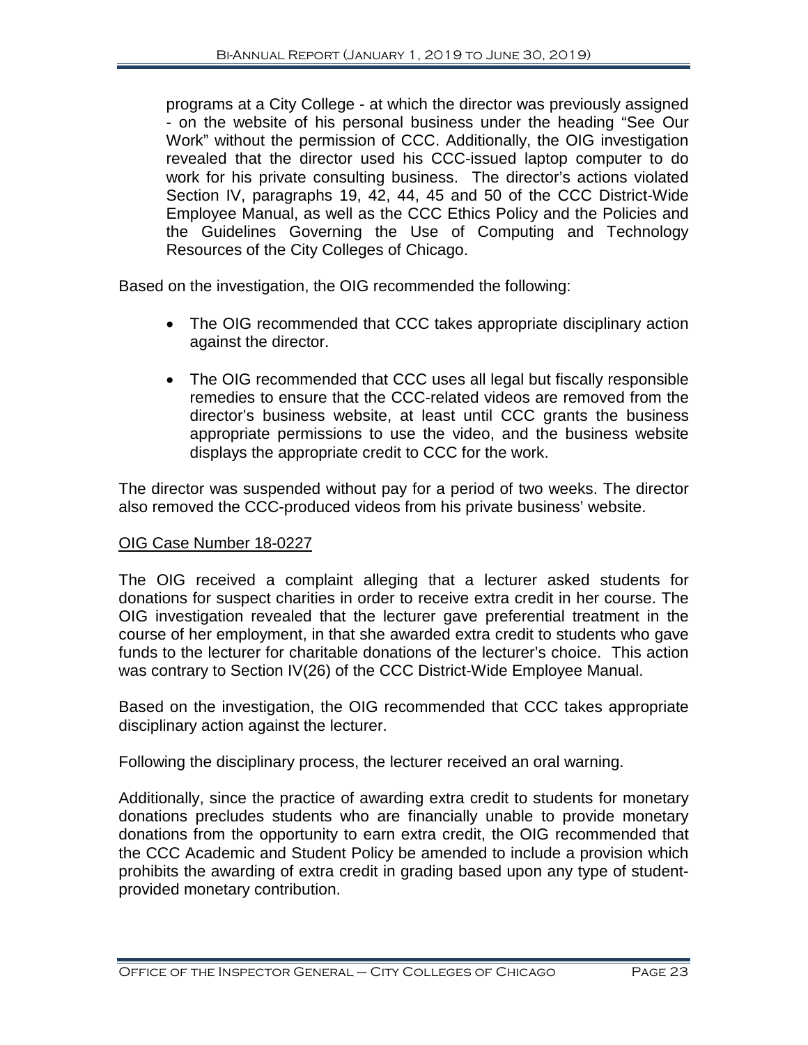programs at a City College - at which the director was previously assigned - on the website of his personal business under the heading "See Our Work" without the permission of CCC. Additionally, the OIG investigation revealed that the director used his CCC-issued laptop computer to do work for his private consulting business. The director's actions violated Section IV, paragraphs 19, 42, 44, 45 and 50 of the CCC District-Wide Employee Manual, as well as the CCC Ethics Policy and the Policies and the Guidelines Governing the Use of Computing and Technology Resources of the City Colleges of Chicago.

Based on the investigation, the OIG recommended the following:

- The OIG recommended that CCC takes appropriate disciplinary action against the director.
- The OIG recommended that CCC uses all legal but fiscally responsible remedies to ensure that the CCC-related videos are removed from the director's business website, at least until CCC grants the business appropriate permissions to use the video, and the business website displays the appropriate credit to CCC for the work.

The director was suspended without pay for a period of two weeks. The director also removed the CCC-produced videos from his private business' website.

OIG Case Number 18-0227

The OIG received a complaint alleging that a lecturer asked students for donations for suspect charities in order to receive extra credit in her course. The OIG investigation revealed that the lecturer gave preferential treatment in the course of her employment, in that she awarded extra credit to students who gave funds to the lecturer for charitable donations of the lecturer's choice. This action was contrary to Section IV(26) of the CCC District-Wide Employee Manual.

Based on the investigation, the OIG recommended that CCC takes appropriate disciplinary action against the lecturer.

Following the disciplinary process, the lecturer received an oral warning.

Additionally, since the practice of awarding extra credit to students for monetary donations precludes students who are financially unable to provide monetary donations from the opportunity to earn extra credit, the OIG recommended that the CCC Academic and Student Policy be amended to include a provision which prohibits the awarding of extra credit in grading based upon any type of student-provided monetary contribution.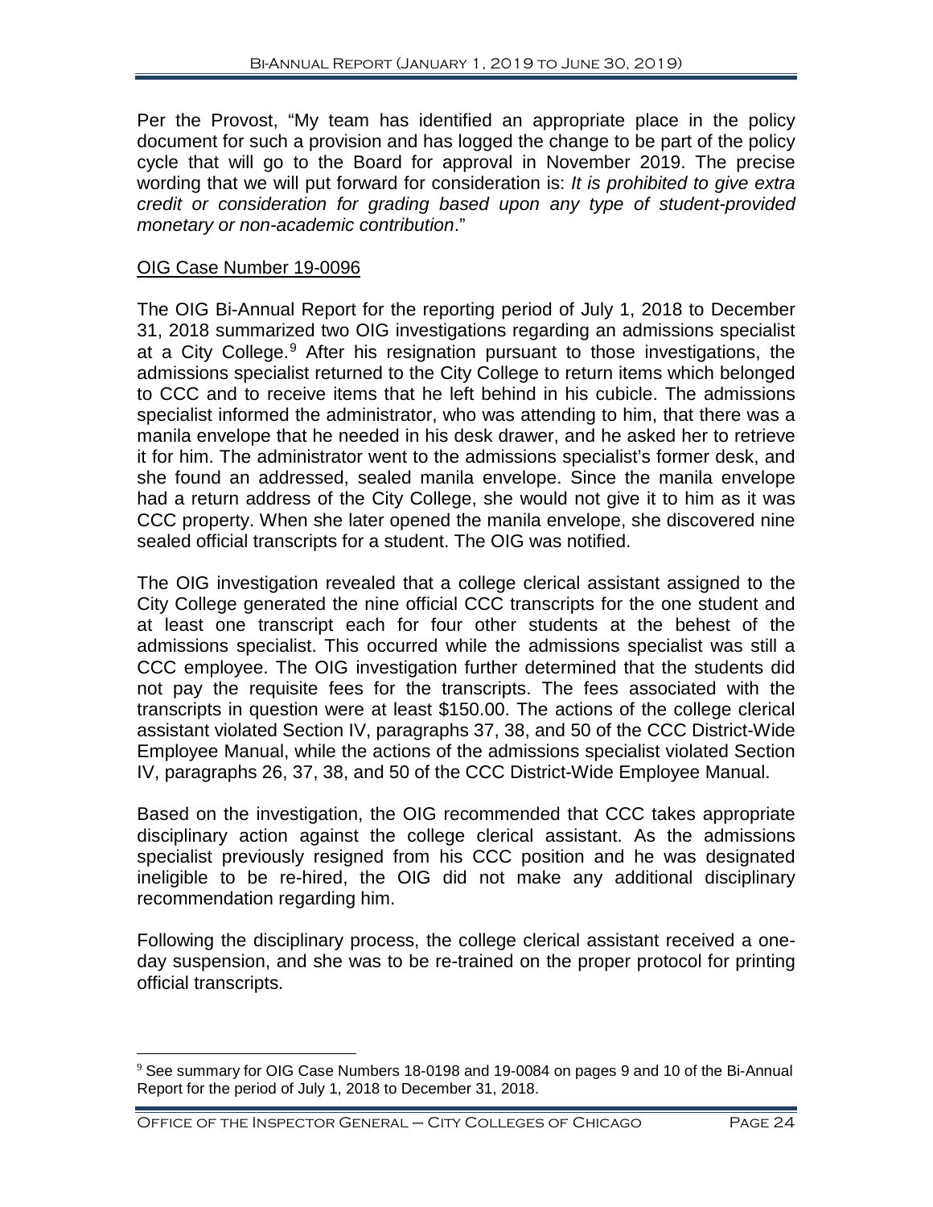Per the Provost, "My team has identified an appropriate place in the policy document for such a provision and has logged the change to be part of the policy cycle that will go to the Board for approval in November 2019. The precise wording that we will put forward for consideration is: *It is prohibited to give extra credit or consideration for grading based upon any type of student-provided monetary or non-academic contribution*."

OIG Case Number 19-0096

The OIG Bi-Annual Report for the reporting period of July 1, 2018 to December 31, 2018 summarized two OIG investigations regarding an admissions specialist at a City College.[9] After his resignation pursuant to those investigations, the admissions specialist returned to the City College to return items which belonged to CCC and to receive items that he left behind in his cubicle. The admissions specialist informed the administrator, who was attending to him, that there was a manila envelope that he needed in his desk drawer, and he asked her to retrieve it for him. The administrator went to the admissions specialist's former desk, and she found an addressed, sealed manila envelope. Since the manila envelope had a return address of the City College, she would not give it to him as it was CCC property. When she later opened the manila envelope, she discovered nine sealed official transcripts for a student. The OIG was notified.

The OIG investigation revealed that a college clerical assistant assigned to the City College generated the nine official CCC transcripts for the one student and at least one transcript each for four other students at the behest of the admissions specialist. This occurred while the admissions specialist was still a CCC employee. The OIG investigation further determined that the students did not pay the requisite fees for the transcripts. The fees associated with the transcripts in question were at least $150.00. The actions of the college clerical assistant violated Section IV, paragraphs 37, 38, and 50 of the CCC District-Wide Employee Manual, while the actions of the admissions specialist violated Section IV, paragraphs 26, 37, 38, and 50 of the CCC District-Wide Employee Manual.

Based on the investigation, the OIG recommended that CCC takes appropriate disciplinary action against the college clerical assistant. As the admissions specialist previously resigned from his CCC position and he was designated ineligible to be re-hired, the OIG did not make any additional disciplinary recommendation regarding him.

Following the disciplinary process, the college clerical assistant received a one-day suspension, and she was to be re-trained on the proper protocol for printing official transcripts.

[9] See summary for OIG Case Numbers 18-0198 and 19-0084 on pages 9 and 10 of the Bi-Annual Report for the period of July 1, 2018 to December 31, 2018.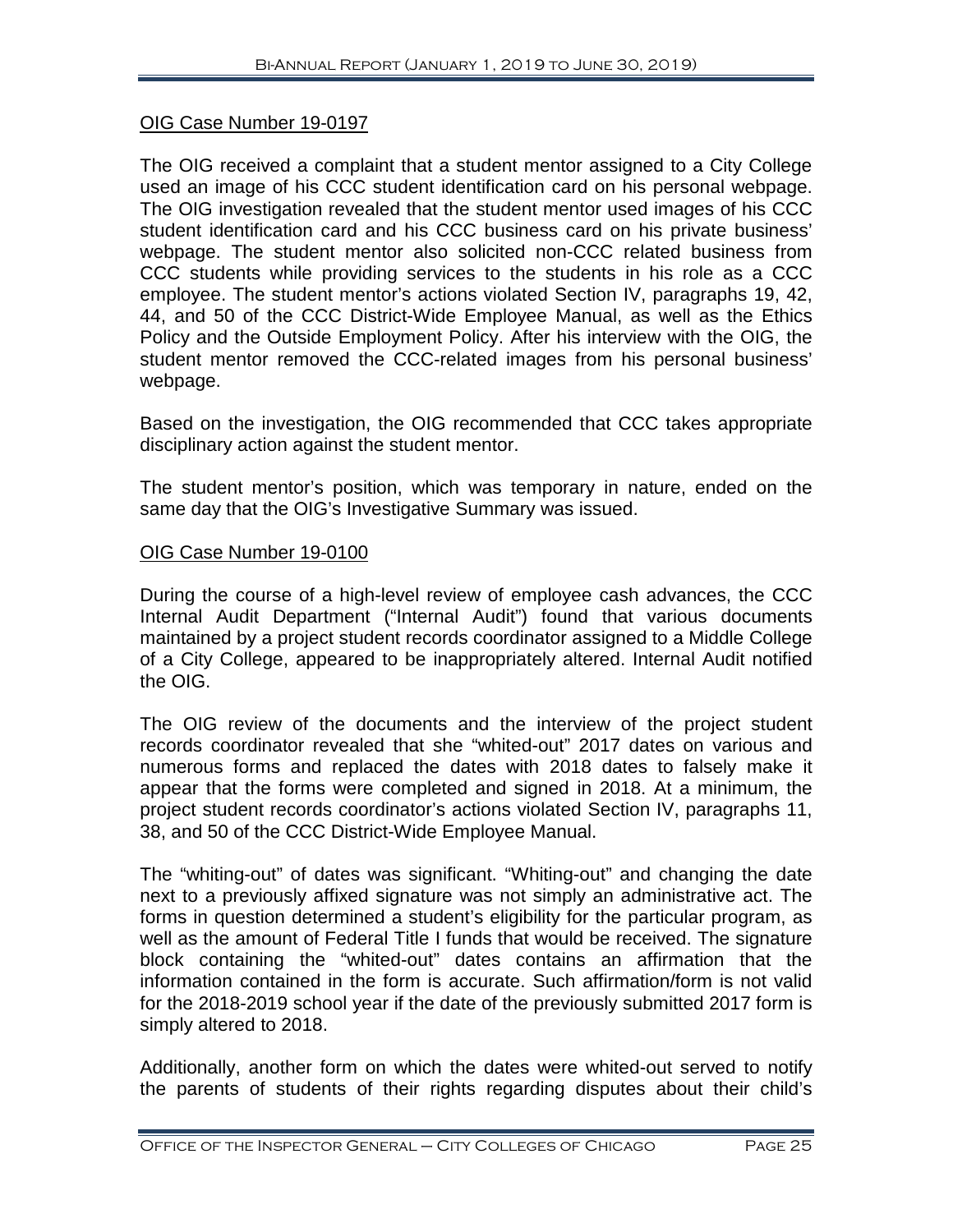OIG Case Number 19-0197

The OIG received a complaint that a student mentor assigned to a City College used an image of his CCC student identification card on his personal webpage. The OIG investigation revealed that the student mentor used images of his CCC student identification card and his CCC business card on his private business' webpage. The student mentor also solicited non-CCC related business from CCC students while providing services to the students in his role as a CCC employee. The student mentor's actions violated Section IV, paragraphs 19, 42, 44, and 50 of the CCC District-Wide Employee Manual, as well as the Ethics Policy and the Outside Employment Policy. After his interview with the OIG, the student mentor removed the CCC-related images from his personal business' webpage.

Based on the investigation, the OIG recommended that CCC takes appropriate disciplinary action against the student mentor.

The student mentor's position, which was temporary in nature, ended on the same day that the OIG's Investigative Summary was issued.

OIG Case Number 19-0100

During the course of a high-level review of employee cash advances, the CCC Internal Audit Department ("Internal Audit") found that various documents maintained by a project student records coordinator assigned to a Middle College of a City College, appeared to be inappropriately altered. Internal Audit notified the OIG.

The OIG review of the documents and the interview of the project student records coordinator revealed that she "whited-out" 2017 dates on various and numerous forms and replaced the dates with 2018 dates to falsely make it appear that the forms were completed and signed in 2018. At a minimum, the project student records coordinator's actions violated Section IV, paragraphs 11, 38, and 50 of the CCC District-Wide Employee Manual.

The "whiting-out" of dates was significant. "Whiting-out" and changing the date next to a previously affixed signature was not simply an administrative act. The forms in question determined a student's eligibility for the particular program, as well as the amount of Federal Title I funds that would be received. The signature block containing the "whited-out" dates contains an affirmation that the information contained in the form is accurate. Such affirmation/form is not valid for the 2018-2019 school year if the date of the previously submitted 2017 form is simply altered to 2018.

Additionally, another form on which the dates were whited-out served to notify the parents of students of their rights regarding disputes about their child's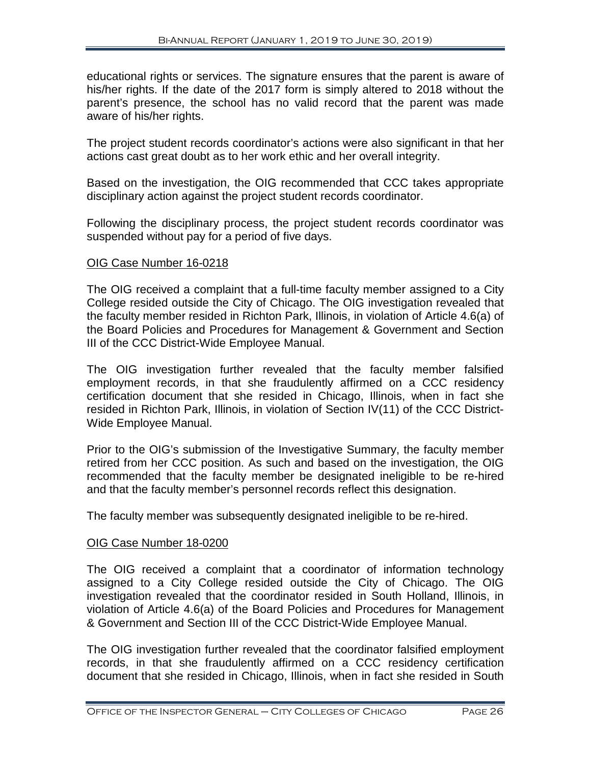educational rights or services. The signature ensures that the parent is aware of his/her rights. If the date of the 2017 form is simply altered to 2018 without the parent's presence, the school has no valid record that the parent was made aware of his/her rights.

The project student records coordinator's actions were also significant in that her actions cast great doubt as to her work ethic and her overall integrity.

Based on the investigation, the OIG recommended that CCC takes appropriate disciplinary action against the project student records coordinator.

Following the disciplinary process, the project student records coordinator was suspended without pay for a period of five days.

OIG Case Number 16-0218

The OIG received a complaint that a full-time faculty member assigned to a City College resided outside the City of Chicago. The OIG investigation revealed that the faculty member resided in Richton Park, Illinois, in violation of Article 4.6(a) of the Board Policies and Procedures for Management & Government and Section III of the CCC District-Wide Employee Manual.

The OIG investigation further revealed that the faculty member falsified employment records, in that she fraudulently affirmed on a CCC residency certification document that she resided in Chicago, Illinois, when in fact she resided in Richton Park, Illinois, in violation of Section IV(11) of the CCC District-Wide Employee Manual.

Prior to the OIG's submission of the Investigative Summary, the faculty member retired from her CCC position. As such and based on the investigation, the OIG recommended that the faculty member be designated ineligible to be re-hired and that the faculty member's personnel records reflect this designation.

The faculty member was subsequently designated ineligible to be re-hired.

OIG Case Number 18-0200

The OIG received a complaint that a coordinator of information technology assigned to a City College resided outside the City of Chicago. The OIG investigation revealed that the coordinator resided in South Holland, Illinois, in violation of Article 4.6(a) of the Board Policies and Procedures for Management & Government and Section III of the CCC District-Wide Employee Manual.

The OIG investigation further revealed that the coordinator falsified employment records, in that she fraudulently affirmed on a CCC residency certification document that she resided in Chicago, Illinois, when in fact she resided in South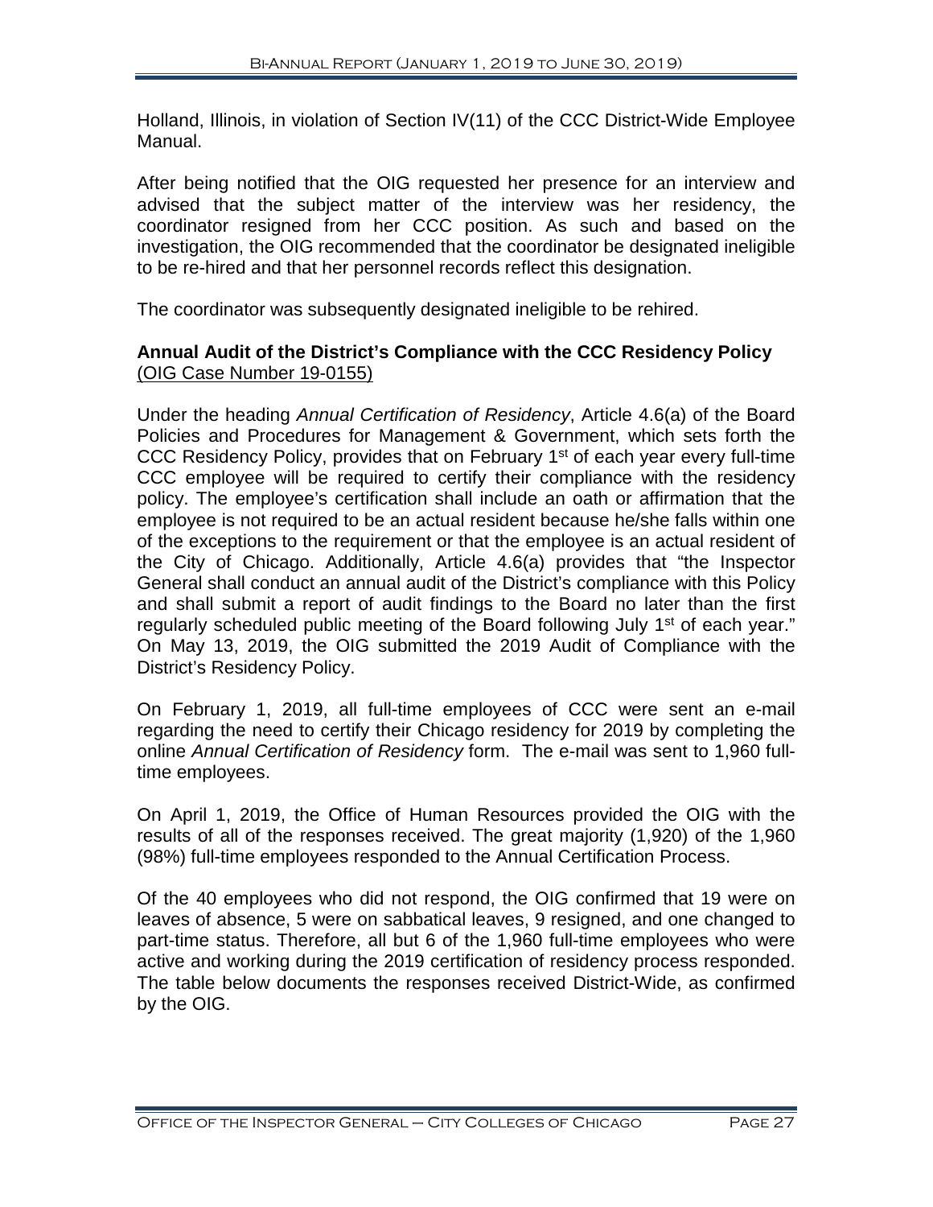Holland, Illinois, in violation of Section IV(11) of the CCC District-Wide Employee Manual.

After being notified that the OIG requested her presence for an interview and advised that the subject matter of the interview was her residency, the coordinator resigned from her CCC position. As such and based on the investigation, the OIG recommended that the coordinator be designated ineligible to be re-hired and that her personnel records reflect this designation.

The coordinator was subsequently designated ineligible to be rehired.

**Annual Audit of the District's Compliance with the CCC Residency Policy**
(OIG Case Number 19-0155)

Under the heading *Annual Certification of Residency*, Article 4.6(a) of the Board Policies and Procedures for Management & Government, which sets forth the CCC Residency Policy, provides that on February 1st of each year every full-time CCC employee will be required to certify their compliance with the residency policy. The employee's certification shall include an oath or affirmation that the employee is not required to be an actual resident because he/she falls within one of the exceptions to the requirement or that the employee is an actual resident of the City of Chicago. Additionally, Article 4.6(a) provides that "the Inspector General shall conduct an annual audit of the District's compliance with this Policy and shall submit a report of audit findings to the Board no later than the first regularly scheduled public meeting of the Board following July 1st of each year." On May 13, 2019, the OIG submitted the 2019 Audit of Compliance with the District's Residency Policy.

On February 1, 2019, all full-time employees of CCC were sent an e-mail regarding the need to certify their Chicago residency for 2019 by completing the online *Annual Certification of Residency* form. The e-mail was sent to 1,960 full-time employees.

On April 1, 2019, the Office of Human Resources provided the OIG with the results of all of the responses received. The great majority (1,920) of the 1,960 (98%) full-time employees responded to the Annual Certification Process.

Of the 40 employees who did not respond, the OIG confirmed that 19 were on leaves of absence, 5 were on sabbatical leaves, 9 resigned, and one changed to part-time status. Therefore, all but 6 of the 1,960 full-time employees who were active and working during the 2019 certification of residency process responded. The table below documents the responses received District-Wide, as confirmed by the OIG.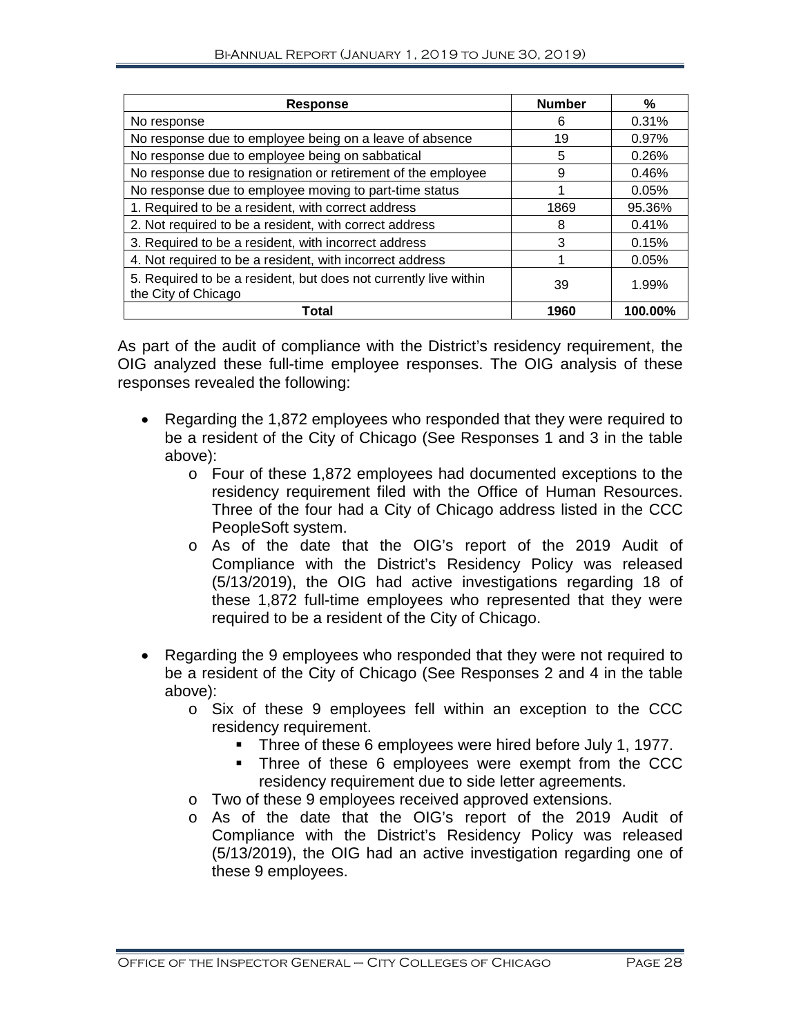| Response | Number | % |
| --- | --- | --- |
| No response | 6 | 0.31% |
| No response due to employee being on a leave of absence | 19 | 0.97% |
| No response due to employee being on sabbatical | 5 | 0.26% |
| No response due to resignation or retirement of the employee | 9 | 0.46% |
| No response due to employee moving to part-time status | 1 | 0.05% |
| 1. Required to be a resident, with correct address | 1869 | 95.36% |
| 2. Not required to be a resident, with correct address | 8 | 0.41% |
| 3. Required to be a resident, with incorrect address | 3 | 0.15% |
| 4. Not required to be a resident, with incorrect address | 1 | 0.05% |
| 5. Required to be a resident, but does not currently live within the City of Chicago | 39 | 1.99% |
| **Total** | **1960** | **100.00%** |

As part of the audit of compliance with the District's residency requirement, the OIG analyzed these full-time employee responses. The OIG analysis of these responses revealed the following:

- Regarding the 1,872 employees who responded that they were required to be a resident of the City of Chicago (See Responses 1 and 3 in the table above):
  - Four of these 1,872 employees had documented exceptions to the residency requirement filed with the Office of Human Resources. Three of the four had a City of Chicago address listed in the CCC PeopleSoft system.
  - As of the date that the OIG's report of the 2019 Audit of Compliance with the District's Residency Policy was released (5/13/2019), the OIG had active investigations regarding 18 of these 1,872 full-time employees who represented that they were required to be a resident of the City of Chicago.

- Regarding the 9 employees who responded that they were not required to be a resident of the City of Chicago (See Responses 2 and 4 in the table above):
  - Six of these 9 employees fell within an exception to the CCC residency requirement.
    - Three of these 6 employees were hired before July 1, 1977.
    - Three of these 6 employees were exempt from the CCC residency requirement due to side letter agreements.
  - Two of these 9 employees received approved extensions.
  - As of the date that the OIG's report of the 2019 Audit of Compliance with the District's Residency Policy was released (5/13/2019), the OIG had an active investigation regarding one of these 9 employees.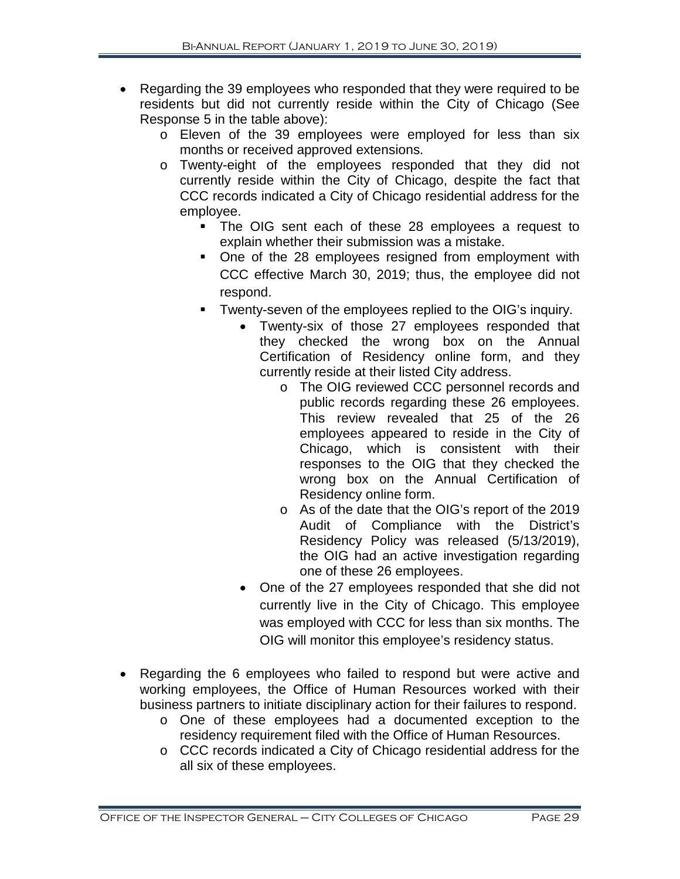- Regarding the 39 employees who responded that they were required to be residents but did not currently reside within the City of Chicago (See Response 5 in the table above):
  - Eleven of the 39 employees were employed for less than six months or received approved extensions.
  - Twenty-eight of the employees responded that they did not currently reside within the City of Chicago, despite the fact that CCC records indicated a City of Chicago residential address for the employee.
    - The OIG sent each of these 28 employees a request to explain whether their submission was a mistake.
    - One of the 28 employees resigned from employment with CCC effective March 30, 2019; thus, the employee did not respond.
    - Twenty-seven of the employees replied to the OIG's inquiry.
      - Twenty-six of those 27 employees responded that they checked the wrong box on the Annual Certification of Residency online form, and they currently reside at their listed City address.
        - The OIG reviewed CCC personnel records and public records regarding these 26 employees. This review revealed that 25 of the 26 employees appeared to reside in the City of Chicago, which is consistent with their responses to the OIG that they checked the wrong box on the Annual Certification of Residency online form.
        - As of the date that the OIG's report of the 2019 Audit of Compliance with the District's Residency Policy was released (5/13/2019), the OIG had an active investigation regarding one of these 26 employees.
      - One of the 27 employees responded that she did not currently live in the City of Chicago. This employee was employed with CCC for less than six months. The OIG will monitor this employee's residency status.
- Regarding the 6 employees who failed to respond but were active and working employees, the Office of Human Resources worked with their business partners to initiate disciplinary action for their failures to respond.
  - One of these employees had a documented exception to the residency requirement filed with the Office of Human Resources.
  - CCC records indicated a City of Chicago residential address for the all six of these employees.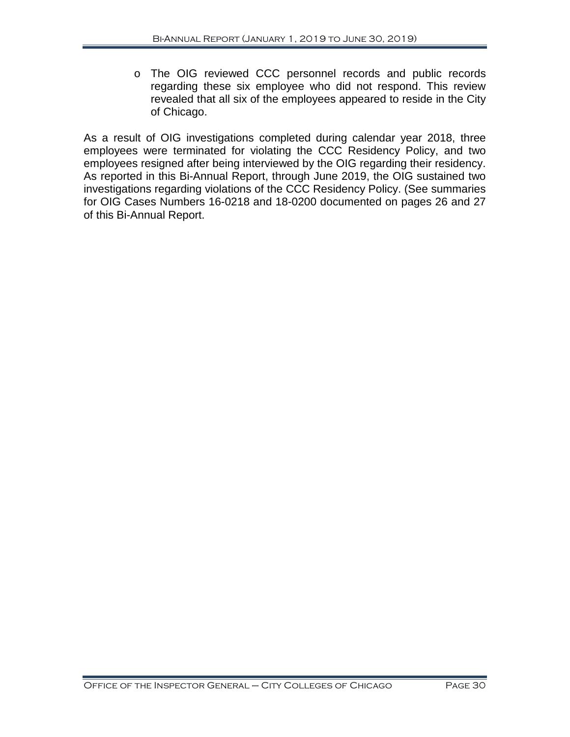- The OIG reviewed CCC personnel records and public records regarding these six employee who did not respond. This review revealed that all six of the employees appeared to reside in the City of Chicago.

As a result of OIG investigations completed during calendar year 2018, three employees were terminated for violating the CCC Residency Policy, and two employees resigned after being interviewed by the OIG regarding their residency. As reported in this Bi-Annual Report, through June 2019, the OIG sustained two investigations regarding violations of the CCC Residency Policy. (See summaries for OIG Cases Numbers 16-0218 and 18-0200 documented on pages 26 and 27 of this Bi-Annual Report.